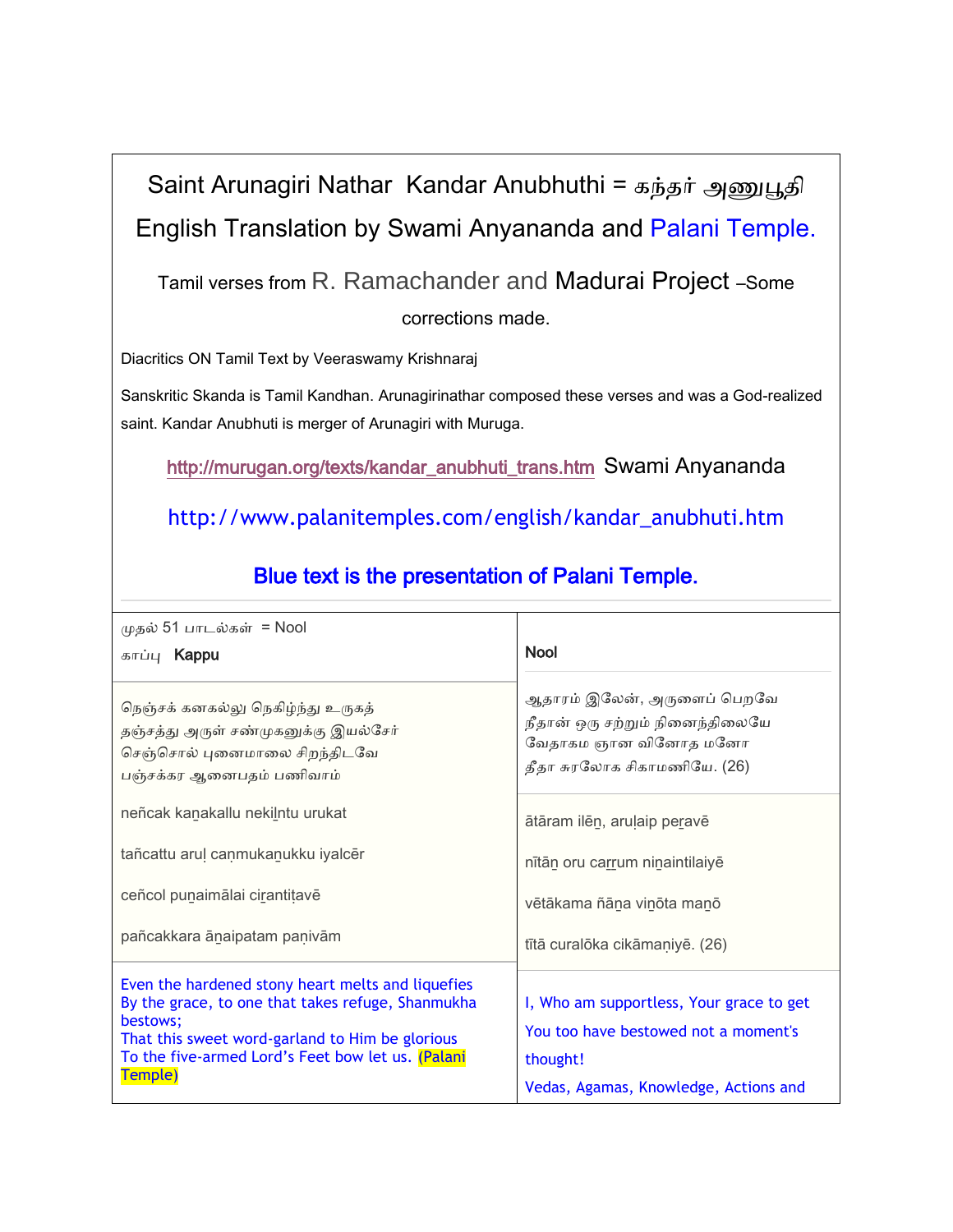# Saint Arunagiri Nathar Kandar Anubhuthi = கந்தர் அனுபூதி

## English Translation by Swami Anyananda and Palani Temple.

Tamil verses from R. Ramachander and Madurai Project –Some corrections made.

Diacritics ON Tamil Text by Veeraswamy Krishnaraj

Sanskritic Skanda is Tamil Kandhan. Arunagirinathar composed these verses and was a God-realized saint. Kandar Anubhuti is merger of Arunagiri with Muruga.

http://murugan.org/texts/kandar_anubhuti_trans.htm Swami Anyananda

http://www.palanitemples.com/english/kandar_anubhuti.htm

**Blue text is the presentation of Palani Temple.**

---

முதல் 51 பாடல்கள் = Nool

காப்பு **Kappu**

நெஞ்சக் கனகல்லு நெகிழ்ந்து உருகத்
தஞ்சத்து அருள் சண்முகனுக்கு இயல்சேர்
செஞ்சொல் புனைமாலை சிறந்திடவே
பஞ்சக்கர ஆனைபதம் பணிவாம்

neñcak kaṉakallu nekiḻntu urukat

tañcattu aruḷ caṇmukaṉukku iyalcēr

ceñcol puṉaimālai ciṟantiṭavē

pañcakkara āṉaipatam paṇivām

Even the hardened stony heart melts and liquefies
By the grace, to one that takes refuge, Shanmukha bestows;
That this sweet word-garland to Him be glorious
To the five-armed Lord's Feet bow let us. (Palani Temple)

---

**Nool**

ஆதாரம் இலேன், அருளைப் பெறவே
நீதான் ஒரு சற்றும் நினைந்திலையே
வேதாகம ஞான வினோத மனோ
தீதா சுரலோக சிகாமணியே. (26)

ātāram ilēṉ, aruḷaip peṟavē

nītāṉ oru caṟṟum niṉaintilaiyē

vētākama ñāṉa viṉōta maṉō

tītā curalōka cikāmaṇiyē. (26)

I, Who am supportless, Your grace to get
You too have bestowed not a moment's thought!
Vedas, Agamas, Knowledge, Actions and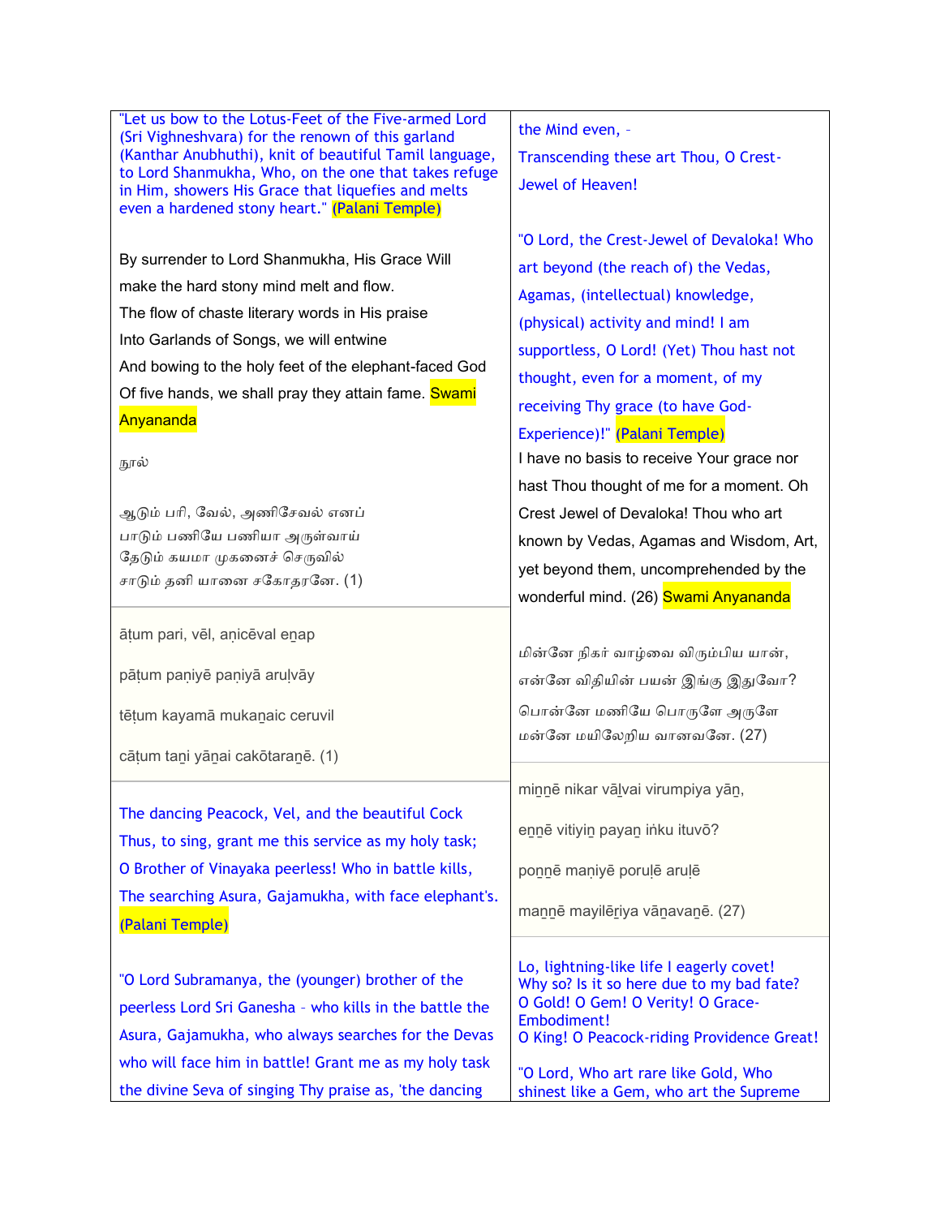"Let us bow to the Lotus-Feet of the Five-armed Lord (Sri Vighneshvara) for the renown of this garland (Kanthar Anubhuthi), knit of beautiful Tamil language, to Lord Shanmukha, Who, on the one that takes refuge in Him, showers His Grace that liquefies and melts even a hardened stony heart." (Palani Temple)

By surrender to Lord Shanmukha, His Grace Will
make the hard stony mind melt and flow.
The flow of chaste literary words in His praise
Into Garlands of Songs, we will entwine
And bowing to the holy feet of the elephant-faced God
Of five hands, we shall pray they attain fame. Swami Anyananda

நூல்

ஆடும் பரி, வேல், அணிசேவல் எனப்
பாடும் பணியே பணியா அருள்வாய்
தேடும் கயமா முகனைச் செருவில்
சாடும் தனி யானை சகோதரனே. (1)

āṭum pari, vēl, aṇicēval eṉap

pāṭum paṇiyē paṇiyā aruḷvāy

tēṭum kayamā mukaṉaic ceruvil

cāṭum taṉi yāṉai cakōtaraṉē. (1)

The dancing Peacock, Vel, and the beautiful Cock
Thus, to sing, grant me this service as my holy task;
O Brother of Vinayaka peerless! Who in battle kills,
The searching Asura, Gajamukha, with face elephant's.
(Palani Temple)

"O Lord Subramanya, the (younger) brother of the peerless Lord Sri Ganesha – who kills in the battle the Asura, Gajamukha, who always searches for the Devas who will face him in battle! Grant me as my holy task the divine Seva of singing Thy praise as, 'the dancing

the Mind even, –
Transcending these art Thou, O Crest-Jewel of Heaven!

"O Lord, the Crest-Jewel of Devaloka! Who art beyond (the reach of) the Vedas, Agamas, (intellectual) knowledge, (physical) activity and mind! I am supportless, O Lord! (Yet) Thou hast not thought, even for a moment, of my receiving Thy grace (to have God-Experience)!" (Palani Temple)

I have no basis to receive Your grace nor hast Thou thought of me for a moment. Oh Crest Jewel of Devaloka! Thou who art known by Vedas, Agamas and Wisdom, Art, yet beyond them, uncomprehended by the wonderful mind. (26) Swami Anyananda

மின்னே நிகர் வாழ்வை விரும்பிய யான்,
என்னே விதியின் பயன் இங்கு இதுவோ?
பொன்னே மணியே பொருளே அருளே
மன்னே மயிலேறிய வானவனே. (27)

miṉṉē nikar vāḻvai virumpiya yāṉ,

eṉṉē vitiyiṉ payaṉ iṅku ituvō?

poṉṉē maṇiyē poruḷē aruḷē

maṉṉē mayilēṟiya vāṉavaṉē. (27)

Lo, lightning-like life I eagerly covet!
Why so? Is it so here due to my bad fate?
O Gold! O Gem! O Verity! O Grace-Embodiment!
O King! O Peacock-riding Providence Great!

"O Lord, Who art rare like Gold, Who shinest like a Gem, who art the Supreme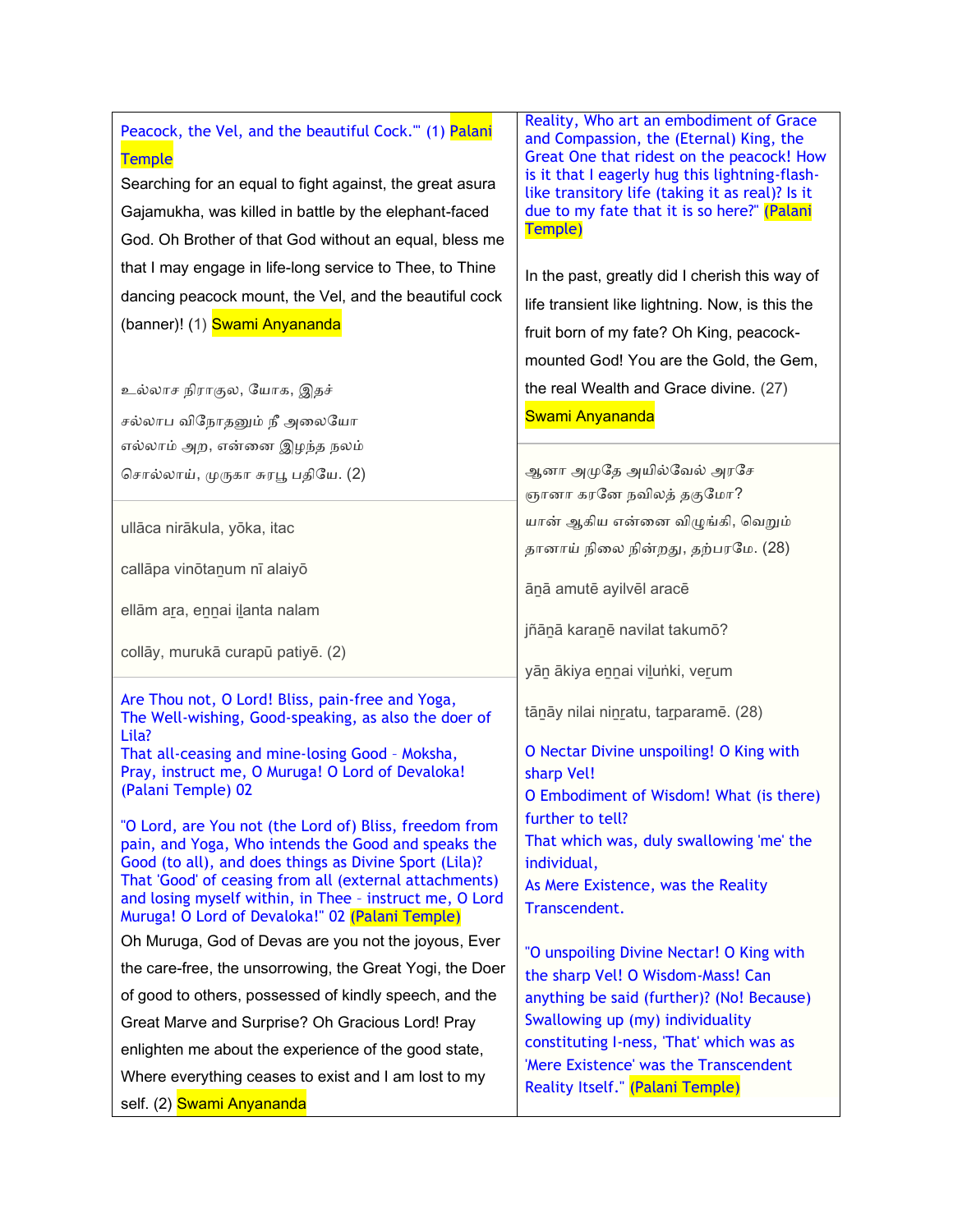Peacock, the Vel, and the beautiful Cock.'" (1) Palani Temple

Searching for an equal to fight against, the great asura Gajamukha, was killed in battle by the elephant-faced God. Oh Brother of that God without an equal, bless me that I may engage in life-long service to Thee, to Thine dancing peacock mount, the Vel, and the beautiful cock (banner)! (1) Swami Anyananda

உல்லாச நிராகுல, யோக, இதச்
சல்லாப விநோதனும் நீ அலையோ
எல்லாம் அற, என்னை இழந்த நலம்
சொல்லாய், முருகா சுரபூ பதியே. (2)

ullāca nirākula, yōka, itac

callāpa vinōtaṉum nī alaiyō

ellām aṟa, eṉṉai iḻanta nalam

collāy, murukā curapū patiyē. (2)

Are Thou not, O Lord! Bliss, pain-free and Yoga,
The Well-wishing, Good-speaking, as also the doer of Lila?
That all-ceasing and mine-losing Good – Moksha,
Pray, instruct me, O Muruga! O Lord of Devaloka!
(Palani Temple) 02

"O Lord, are You not (the Lord of) Bliss, freedom from pain, and Yoga, Who intends the Good and speaks the Good (to all), and does things as Divine Sport (Lila)? That 'Good' of ceasing from all (external attachments) and losing myself within, in Thee – instruct me, O Lord Muruga! O Lord of Devaloka!" 02 (Palani Temple)

Oh Muruga, God of Devas are you not the joyous, Ever the care-free, the unsorrowing, the Great Yogi, the Doer of good to others, possessed of kindly speech, and the Great Marve and Surprise? Oh Gracious Lord! Pray enlighten me about the experience of the good state, Where everything ceases to exist and I am lost to my self. (2) Swami Anyananda

Reality, Who art an embodiment of Grace and Compassion, the (Eternal) King, the Great One that ridest on the peacock! How is it that I eagerly hug this lightning-flash-like transitory life (taking it as real)? Is it due to my fate that it is so here?" (Palani Temple)

In the past, greatly did I cherish this way of life transient like lightning. Now, is this the fruit born of my fate? Oh King, peacock-mounted God! You are the Gold, the Gem, the real Wealth and Grace divine. (27) Swami Anyananda

ஆனா அமுதே அயில்வேல் அரசே
ஞானா கரனே நவிலத் தகுமோ?
யான் ஆகிய என்னை விழுங்கி, வெறும்
தானாய் நிலை நின்றது, தற்பரமே. (28)

āṉā amutē ayilvēl aracē

jñāṉā karaṉē navilat takumō?

yāṉ ākiya eṉṉai viḻuṅki, veṟum

tāṉāy nilai niṉṟatu, taṟparamē. (28)

O Nectar Divine unspoiling! O King with sharp Vel!
O Embodiment of Wisdom! What (is there) further to tell?
That which was, duly swallowing 'me' the individual,
As Mere Existence, was the Reality Transcendent.

"O unspoiling Divine Nectar! O King with the sharp Vel! O Wisdom-Mass! Can anything be said (further)? (No! Because) Swallowing up (my) individuality constituting I-ness, 'That' which was as 'Mere Existence' was the Transcendent Reality Itself." (Palani Temple)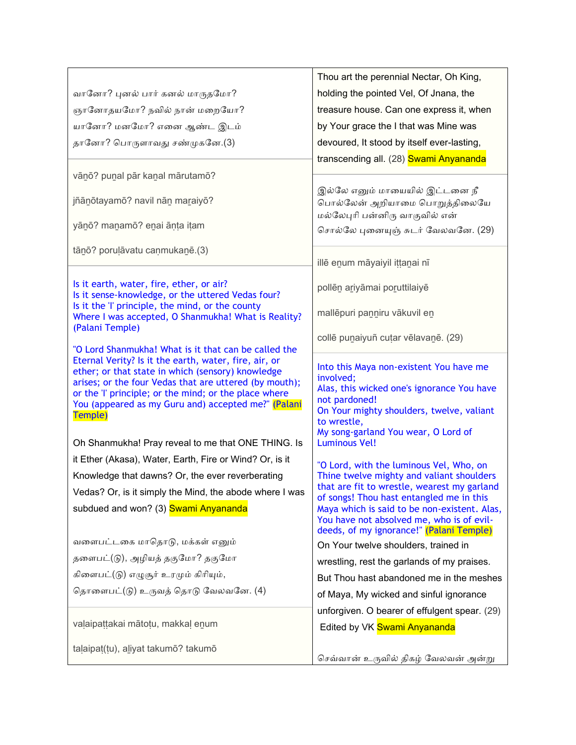வானோ? புனல் பார் கனல் மாருதமோ?
ஞானோதயமோ? நவில் நான் மறையோ?
யானோ? மனமோ? எனை ஆண்ட இடம்
தானோ? பொருளாவது சண்முகனே.(3)

vāṉō? puṉal pār kaṉal mārutamō?

jñāṉōtayamō? navil nāṉ maṟaiyō?

yāṉō? maṉamō? eṉai āṇṭa iṭam

tāṉō? poruḷāvatu caṇmukaṉē.(3)

Is it earth, water, fire, ether, or air?
Is it sense-knowledge, or the uttered Vedas four?
Is it the 'I' principle, the mind, or the county
Where I was accepted, O Shanmukha! What is Reality?
(Palani Temple)

"O Lord Shanmukha! What is it that can be called the Eternal Verity? Is it the earth, water, fire, air, or ether; or that state in which (sensory) knowledge arises; or the four Vedas that are uttered (by mouth); or the 'I' principle; or the mind; or the place where You (appeared as my Guru and) accepted me?" (Palani Temple)

Oh Shanmukha! Pray reveal to me that ONE THING. Is it Ether (Akasa), Water, Earth, Fire or Wind? Or, is it Knowledge that dawns? Or, the ever reverberating Vedas? Or, is it simply the Mind, the abode where I was subdued and won? (3) Swami Anyananda

வளைபட்டகை மாதொடு, மக்கள் எனும்
தளைபட்(டு), அழியத் தகுமோ? தகுமோ
கிளைபட்(டு) எழுசூர் உரமும் கிரியும்,
தொளைபட்(டு) உருவத் தொடு வேலவனே. (4)

vaḷaipaṭṭakai mātoṭu, makkaḷ eṉum

taḷaipaṭ(ṭu), aḻiyat takumō? takumō

Thou art the perennial Nectar, Oh King, holding the pointed Vel, Of Jnana, the treasure house. Can one express it, when by Your grace the I that was Mine was devoured, It stood by itself ever-lasting, transcending all. (28) Swami Anyananda

இல்லே எனும் மாயையில் இட்டனை நீ
பொல்லேன் அறியாமை பொறுத்திலையே
மல்லேபுரி பன்னிரு வாகுவில் என்
சொல்லே புனையுஞ் சுடர் வேலவனே. (29)

illē eṉum māyaiyil iṭṭaṉai nī

pollēṉ aṟiyāmai poṟuttilaiyē

mallēpuri paṉṉiru vākuvil eṉ

collē puṉaiyuñ cuṭar vēlavaṉē. (29)

Into this Maya non-existent You have me involved;
Alas, this wicked one's ignorance You have not pardoned!
On Your mighty shoulders, twelve, valiant to wrestle,
My song-garland You wear, O Lord of Luminous Vel!

"O Lord, with the luminous Vel, Who, on Thine twelve mighty and valiant shoulders that are fit to wrestle, wearest my garland of songs! Thou hast entangled me in this Maya which is said to be non-existent. Alas, You have not absolved me, who is of evil-deeds, of my ignorance!" (Palani Temple)

On Your twelve shoulders, trained in wrestling, rest the garlands of my praises. But Thou hast abandoned me in the meshes of Maya, My wicked and sinful ignorance unforgiven. O bearer of effulgent spear. (29)

Edited by VK Swami Anyananda

செவ்வான் உருவில் திகழ் வேலவன் அன்று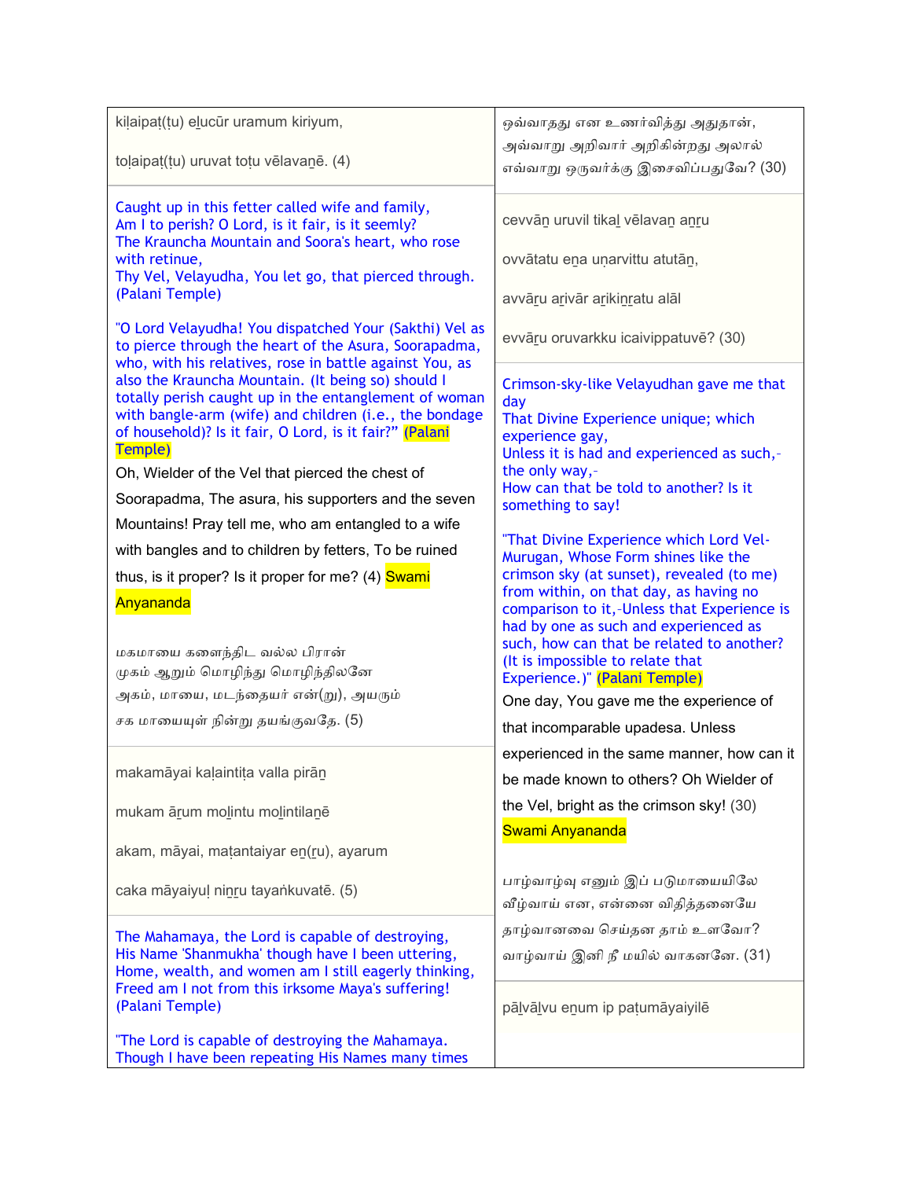kiḷaipaṭ(ṭu) eḻucūr uramum kiriyum,

toḷaipaṭ(ṭu) uruvat toṭu vēlavaṉē. (4)

Caught up in this fetter called wife and family,
Am I to perish? O Lord, is it fair, is it seemly?
The Kraunchа Mountain and Soora's heart, who rose with retinue,
Thy Vel, Velayudha, You let go, that pierced through.
(Palani Temple)

"O Lord Velayudha! You dispatched Your (Sakthi) Vel as to pierce through the heart of the Asura, Soorapadma, who, with his relatives, rose in battle against You, as also the Kraunchа Mountain. (It being so) should I totally perish caught up in the entanglement of woman with bangle-arm (wife) and children (i.e., the bondage of household)? Is it fair, O Lord, is it fair?" (Palani Temple)

Oh, Wielder of the Vel that pierced the chest of Soorapadma, The asura, his supporters and the seven Mountains! Pray tell me, who am entangled to a wife with bangles and to children by fetters, To be ruined thus, is it proper? Is it proper for me? (4) Swami Anyananda

மகமாயை களைந்திட வல்ல பிரான்
முகம் ஆறும் மொழிந்து மொழிந்திலனே
அகம், மாயை, மடந்தையர் என்(று), அயரும்
சக மாயையுள் நின்று தயங்குவதே. (5)

makamāyai kaḷaintiṭa valla pirāṉ

mukam āṟum moḻintu moḻintilaṉē

akam, māyai, maṭantaiyar eṉ(ṟu), ayarum

caka māyaiyuḷ niṉṟu tayaṅkuvatē. (5)

The Mahamaya, the Lord is capable of destroying,
His Name 'Shanmukha' though have I been uttering,
Home, wealth, and women am I still eagerly thinking,
Freed am I not from this irksome Maya's suffering!
(Palani Temple)

"The Lord is capable of destroying the Mahamaya. Though I have been repeating His Names many times

ஔவாதது என உணர்வித்து அதுதான்,
அவ்வாறு அறிவார் அறிகின்றது அலால்
எவ்வாறு ஒருவர்க்கு இசைவிப்பதுவே? (30)

cevvāṉ uruvil tikaḻ vēlavaṉ aṉṟu

ovvātatu eṉa uṇarvittu atutāṉ,

avvāṟu aṟivār aṟikiṉṟatu alāl

evvāṟu oruvarkku icaivippatuvē? (30)

Crimson-sky-like Velayudhan gave me that day
That Divine Experience unique; which experience gay,
Unless it is had and experienced as such,- the only way,-
How can that be told to another? Is it something to say!

"That Divine Experience which Lord Vel-Murugan, Whose Form shines like the crimson sky (at sunset), revealed (to me) from within, on that day, as having no comparison to it,-Unless that Experience is had by one as such and experienced as such, how can that be related to another? (It is impossible to relate that Experience.)" (Palani Temple)

One day, You gave me the experience of that incomparable upadesa. Unless experienced in the same manner, how can it be made known to others? Oh Wielder of the Vel, bright as the crimson sky! (30) Swami Anyananda

பாழ்வாழ்வு எனும் இப் படுமாயையிலே
வீழ்வாய் என, என்னை விதித்தனையே
தாழ்வானவை செய்தன தாம் உளவோ?
வாழ்வாய் இனி நீ மயில் வாகனனே. (31)

pāḻvāḻvu eṉum ip paṭumāyaiyilē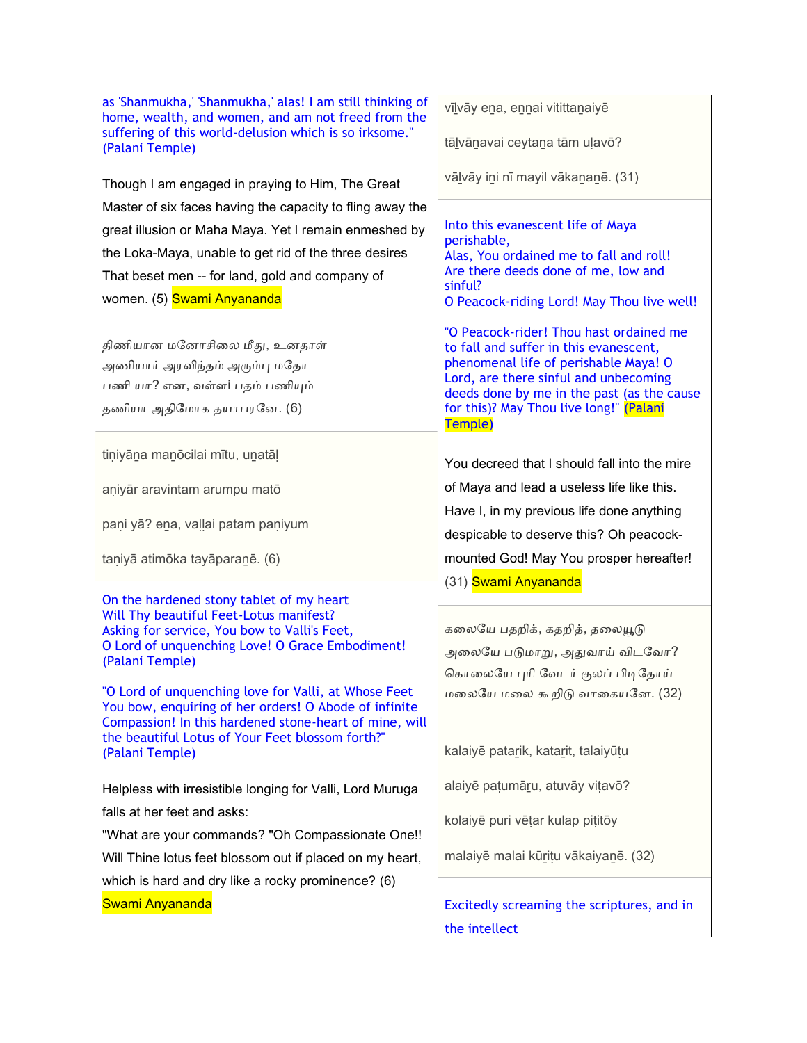as 'Shanmukha,' 'Shanmukha,' alas! I am still thinking of home, wealth, and women, and am not freed from the suffering of this world-delusion which is so irksome." (Palani Temple)

Though I am engaged in praying to Him, The Great Master of six faces having the capacity to fling away the great illusion or Maha Maya. Yet I remain enmeshed by the Loka-Maya, unable to get rid of the three desires That beset men -- for land, gold and company of women. (5) Swami Anyananda

திணியான மனோசிலை மீது, உனதாள்
அணியார் அரவிந்தம் அரும்பு மதோ
பணி யா? என, வள்ளி பதம் பணியும்
தணியா அதிமோக தயாபரனே. (6)

tiṇiyāṉa maṉōcilai mītu, uṉatāḷ

aṇiyār aravintam arumpu matō

paṇi yā? eṉa, vaḷḷai patam paṇiyum

taṇiyā atimōka tayāparaṉē. (6)

On the hardened stony tablet of my heart
Will Thy beautiful Feet-Lotus manifest?
Asking for service, You bow to Valli's Feet,
O Lord of unquenching Love! O Grace Embodiment!
(Palani Temple)

"O Lord of unquenching love for Valli, at Whose Feet You bow, enquiring of her orders! O Abode of infinite Compassion! In this hardened stone-heart of mine, will the beautiful Lotus of Your Feet blossom forth?" (Palani Temple)

Helpless with irresistible longing for Valli, Lord Muruga falls at her feet and asks:
"What are your commands? "Oh Compassionate One!! Will Thine lotus feet blossom out if placed on my heart, which is hard and dry like a rocky prominence? (6)
Swami Anyananda

vīḻvāy eṉa, eṉṉai vitittaṉaiyē

tāḻvāṉavai ceytaṉa tām uḷavō?

vāḻvāy iṉi nī mayil vākaṉaṉē. (31)

Into this evanescent life of Maya perishable,
Alas, You ordained me to fall and roll!
Are there deeds done of me, low and sinful?
O Peacock-riding Lord! May Thou live well!

"O Peacock-rider! Thou hast ordained me to fall and suffer in this evanescent, phenomenal life of perishable Maya! O Lord, are there sinful and unbecoming deeds done by me in the past (as the cause for this)? May Thou live long!" (Palani Temple)

You decreed that I should fall into the mire of Maya and lead a useless life like this. Have I, in my previous life done anything despicable to deserve this? Oh peacock-mounted God! May You prosper hereafter! (31) Swami Anyananda

கலையே பதறிக், கதறித், தலையூடு
அலையே படுமாறு, அதுவாய் விடவோ?
கொலையே புரி வேடர் குலப் பிடிதோய்
மலையே மலை கூறிடு வாகையனே. (32)

kalaiyē pataṟik, kataṟit, talaiyūṭu

alaiyē paṭumāṟu, atuvāy viṭavō?

kolaiyē puri vēṭar kulap piṭitōy

malaiyē malai kūṟiṭu vākaiyaṉē. (32)

Excitedly screaming the scriptures, and in the intellect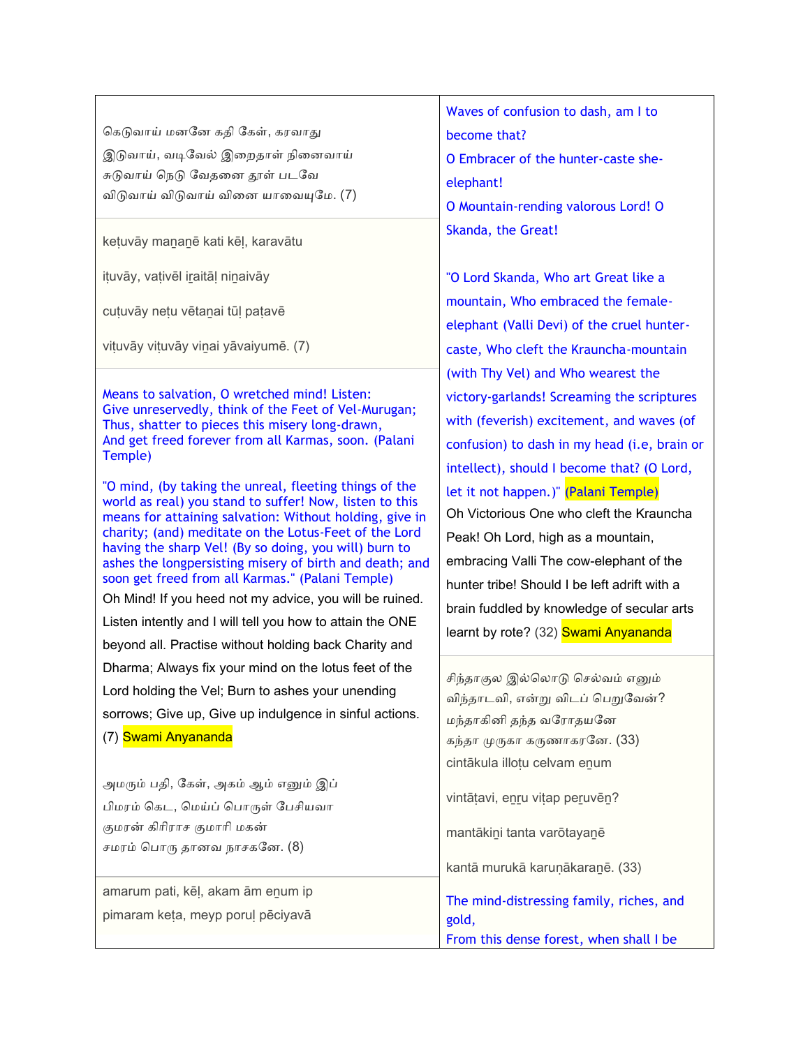கெடுவாய் மனனே கதி கேள், கரவாது
இடுவாய், வடிவேல் இறைதாள் நினைவாய்
சுடுவாய் நெடு வேதனை தூள் படவே
விடுவாய் விடுவாய் வினை யாவையுமே. (7)

keṭuvāy maṉaṉē kati kēḷ, karavātu

iṭuvāy, vaṭivēl iṟaitāḷ niṉaivāy

cuṭuvāy neṭu vētaṉai tūḷ paṭavē

viṭuvāy viṭuvāy viṉai yāvaiyumē. (7)

Means to salvation, O wretched mind! Listen:
Give unreservedly, think of the Feet of Vel-Murugan;
Thus, shatter to pieces this misery long-drawn,
And get freed forever from all Karmas, soon. (Palani Temple)

"O mind, (by taking the unreal, fleeting things of the world as real) you stand to suffer! Now, listen to this means for attaining salvation: Without holding, give in charity; (and) meditate on the Lotus-Feet of the Lord having the sharp Vel! (By so doing, you will) burn to ashes the longpersisting misery of birth and death; and soon get freed from all Karmas." (Palani Temple)

Oh Mind! If you heed not my advice, you will be ruined. Listen intently and I will tell you how to attain the ONE beyond all. Practise without holding back Charity and Dharma; Always fix your mind on the lotus feet of the Lord holding the Vel; Burn to ashes your unending sorrows; Give up, Give up indulgence in sinful actions. (7) Swami Anyananda

அமரும் பதி, கேள், அகம் ஆம் எனும் இப்
பிமரம் கெட, மெய்ப் பொருள் பேசியவா
குமரன் கிரிராச குமாரி மகன்
சமரம் பொரு தானவ நாசகனே. (8)

amarum pati, kēḷ, akam ām eṉum ip

pimaram keṭa, meyp poruḷ pēciyavā

Waves of confusion to dash, am I to become that?
O Embracer of the hunter-caste she-elephant!
O Mountain-rending valorous Lord! O Skanda, the Great!

"O Lord Skanda, Who art Great like a mountain, Who embraced the female-elephant (Valli Devi) of the cruel hunter-caste, Who cleft the Krauncha-mountain (with Thy Vel) and Who wearest the victory-garlands! Screaming the scriptures with (feverish) excitement, and waves (of confusion) to dash in my head (i.e, brain or intellect), should I become that? (O Lord, let it not happen.)" (Palani Temple)

Oh Victorious One who cleft the Krauncha Peak! Oh Lord, high as a mountain, embracing Valli The cow-elephant of the hunter tribe! Should I be left adrift with a brain fuddled by knowledge of secular arts learnt by rote? (32) Swami Anyananda

சிந்தாகுல இல்லொடு செல்வம் எனும்
விந்தாடவி, என்று விடப் பெறுவேன்?
மந்தாகினி தந்த வரோதயனே
கந்தா முருகா கருணாகரனே. (33)

cintākula illoṭu celvam eṉum

vintāṭavi, eṉṟu viṭap peṟuvēṉ?

mantākiṉi tanta varōtayaṉē

kantā murukā karuṇākaraṉē. (33)

The mind-distressing family, riches, and gold,
From this dense forest, when shall I be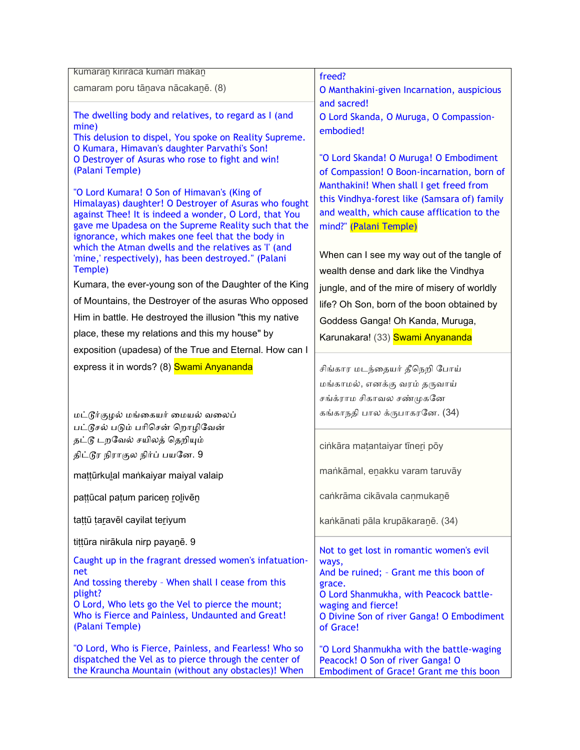kumaraṉ kiriraca kumari makaṉ

camaram poru tāṉava nācakaṉē. (8)

The dwelling body and relatives, to regard as I (and mine)
This delusion to dispel, You spoke on Reality Supreme.
O Kumara, Himavan's daughter Parvathi's Son!
O Destroyer of Asuras who rose to fight and win!
(Palani Temple)

"O Lord Kumara! O Son of Himavan's (King of Himalayas) daughter! O Destroyer of Asuras who fought against Thee! It is indeed a wonder, O Lord, that You gave me Upadesa on the Supreme Reality such that the ignorance, which makes one feel that the body in which the Atman dwells and the relatives as 'I' (and 'mine,' respectively), has been destroyed." (Palani Temple)

Kumara, the ever-young son of the Daughter of the King of Mountains, the Destroyer of the asuras Who opposed Him in battle. He destroyed the illusion "this my native place, these my relations and this my house" by exposition (upadesa) of the True and Eternal. How can I express it in words? (8) Swami Anyananda

மட்டூர்குழல் மங்கையர் மையல் வலைப்
பட்டூசல் படும் பரிசென் றொழிவேன்
தட்டூ டறவேல் சயிலத் தெறியும்
திட்டூர நிராகுல நிர்ப் பயனே. 9

maṭṭūrkuḻal maṅkaiyar maiyal valaip

paṭṭūcal paṭum paricaṉ ṟoḻivēṉ

taṭṭū ṭaṟavēl cayilat teṟiyum

tiṭṭūra nirākula nirp payaṉē. 9

Caught up in the fragrant dressed women's infatuation-net
And tossing thereby - When shall I cease from this plight?
O Lord, Who lets go the Vel to pierce the mount;
Who is Fierce and Painless, Undaunted and Great!
(Palani Temple)

"O Lord, Who is Fierce, Painless, and Fearless! Who so dispatched the Vel as to pierce through the center of the Krauncha Mountain (without any obstacles)! When freed?
O Manthakini-given Incarnation, auspicious and sacred!
O Lord Skanda, O Muruga, O Compassion-embodied!

"O Lord Skanda! O Muruga! O Embodiment of Compassion! O Boon-incarnation, born of Manthakini! When shall I get freed from this Vindhya-forest like (Samsara of) family and wealth, which cause afflication to the mind?" (Palani Temple)

When can I see my way out of the tangle of wealth dense and dark like the Vindhya jungle, and of the mire of misery of worldly life? Oh Son, born of the boon obtained by Goddess Ganga! Oh Kanda, Muruga, Karunakara! (33) Swami Anyananda

சிங்கார மடந்தையர் தீநெறி போய்
மங்காமல், எனக்கு வரம் தருவாய்
சங்க்ராம சிகாவல சண்முகனே
கங்காநதி பால க்ருபாகரனே. (34)

ciṅkāra maṭantaiyar tīneṟi pōy

maṅkāmal, eṉakku varam taruvāy

caṅkrāma cikāvala caṇmukaṉē

kaṅkānati pāla krupākaraṉē. (34)

Not to get lost in romantic women's evil ways,
And be ruined; - Grant me this boon of grace.
O Lord Shanmukha, with Peacock battle-waging and fierce!
O Divine Son of river Ganga! O Embodiment of Grace!

"O Lord Shanmukha with the battle-waging Peacock! O Son of river Ganga! O Embodiment of Grace! Grant me this boon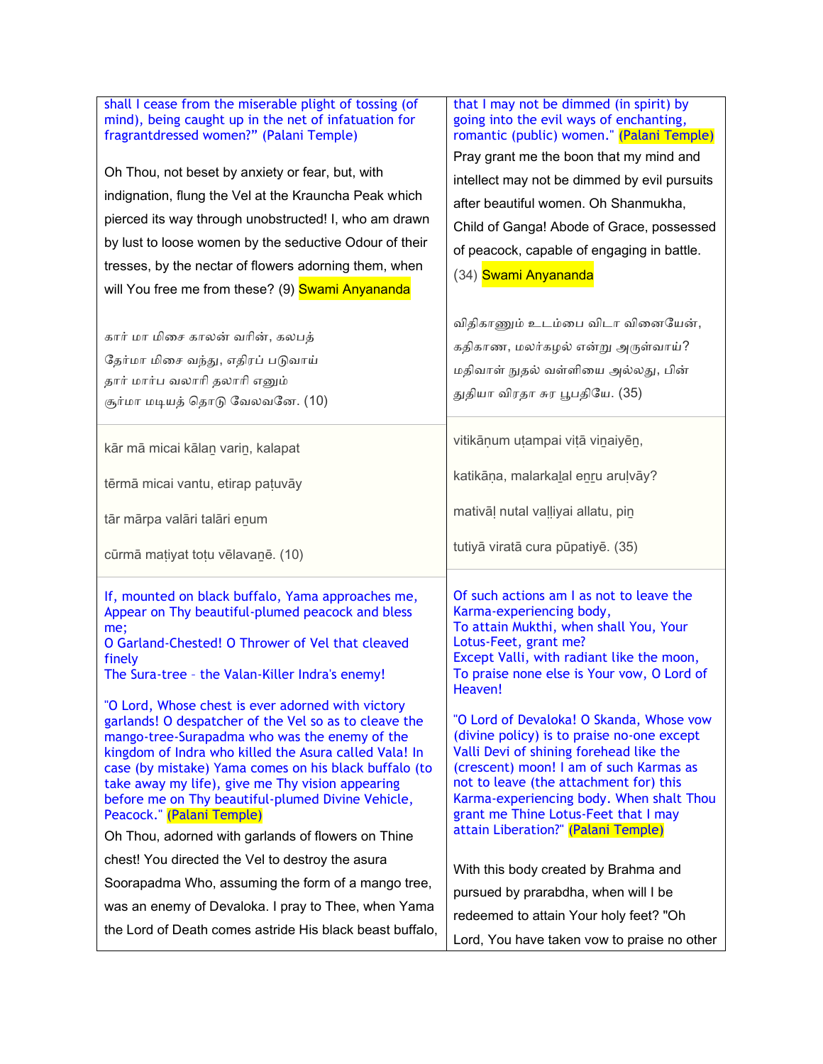shall I cease from the miserable plight of tossing (of mind), being caught up in the net of infatuation for fragrantdressed women?" (Palani Temple)

Oh Thou, not beset by anxiety or fear, but, with indignation, flung the Vel at the Krauncha Peak which pierced its way through unobstructed! I, who am drawn by lust to loose women by the seductive Odour of their tresses, by the nectar of flowers adorning them, when will You free me from these? (9) Swami Anyananda

கார் மா மிசை காலன் வரின், கலபத்
தேர்மா மிசை வந்து, எதிரப் படுவாய்
தார் மார்ப வலாரி தலாரி எனும்
சூர்மா மடியத் தொடு வேலவனே. (10)

kār mā micai kālaṉ variṉ, kalapat

tērmā micai vantu, etirap paṭuvāy

tār mārpa valāri talāri eṉum

cūrmā maṭiyat toṭu vēlavaṉē. (10)

If, mounted on black buffalo, Yama approaches me,
Appear on Thy beautiful-plumed peacock and bless me;
O Garland-Chested! O Thrower of Vel that cleaved finely
The Sura-tree - the Valan-Killer Indra's enemy!

"O Lord, Whose chest is ever adorned with victory garlands! O despatcher of the Vel so as to cleave the mango-tree-Surapadma who was the enemy of the kingdom of Indra who killed the Asura called Vala! In case (by mistake) Yama comes on his black buffalo (to take away my life), give me Thy vision appearing before me on Thy beautiful-plumed Divine Vehicle, Peacock." (Palani Temple)

Oh Thou, adorned with garlands of flowers on Thine chest! You directed the Vel to destroy the asura Soorapadma Who, assuming the form of a mango tree, was an enemy of Devaloka. I pray to Thee, when Yama the Lord of Death comes astride His black beast buffalo,

that I may not be dimmed (in spirit) by going into the evil ways of enchanting, romantic (public) women." (Palani Temple)

Pray grant me the boon that my mind and intellect may not be dimmed by evil pursuits after beautiful women. Oh Shanmukha, Child of Ganga! Abode of Grace, possessed of peacock, capable of engaging in battle. (34) Swami Anyananda

விதிகாணும் உடம்பை விடா வினையேன்,
கதிகாண, மலர்கழல் என்று அருள்வாய்?
மதிவாள் நுதல் வள்ளியை அல்லது, பின்
துதியா விரதா சுர பூபதியே. (35)

vitikāṇum uṭampai viṭā viṉaiyēṉ,

katikāṇa, malarkaḻal eṉṟu aruḷvāy?

mativāḷ nutal vaḷḷiyai allatu, piṉ

tutiyā viratā cura pūpatiyē. (35)

Of such actions am I as not to leave the Karma-experiencing body,
To attain Mukthi, when shall You, Your Lotus-Feet, grant me?
Except Valli, with radiant like the moon,
To praise none else is Your vow, O Lord of Heaven!

"O Lord of Devaloka! O Skanda, Whose vow (divine policy) is to praise no-one except Valli Devi of shining forehead like the (crescent) moon! I am of such Karmas as not to leave (the attachment for) this Karma-experiencing body. When shalt Thou grant me Thine Lotus-Feet that I may attain Liberation?" (Palani Temple)

With this body created by Brahma and pursued by prarabdha, when will I be redeemed to attain Your holy feet? "Oh Lord, You have taken vow to praise no other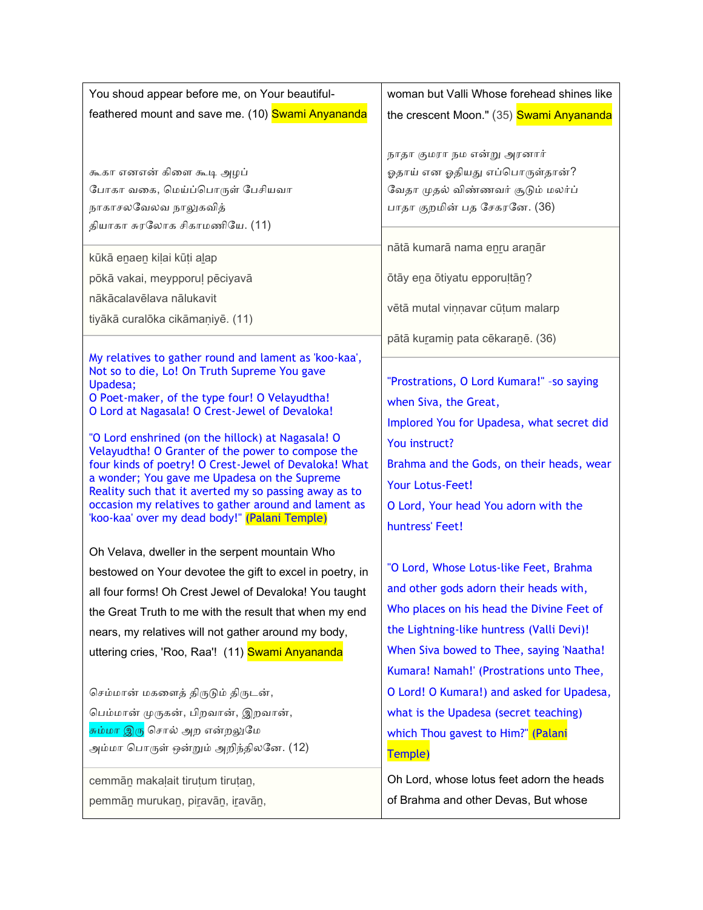You shoud appear before me, on Your beautiful-feathered mount and save me. (10) Swami Anyananda

கூகா எனஎன் கிளை கூடி அழுப்
போகா வகை, மெய்ப்பொருள் பேசியவா
நாகாசலவேலவ நாலுகவித்
தியாகா சுரலோக சிகாமணியே. (11)

kūkā eṉaeṉ kiḷai kūṭi aḻap
pōkā vakai, meypporuḷ pēciyavā
nākācalavēlava nālukavit
tiyākā curalōka cikāmaṇiyē. (11)

My relatives to gather round and lament as 'koo-kaa',
Not so to die, Lo! On Truth Supreme You gave Upadesa;
O Poet-maker, of the type four! O Velayudtha!
O Lord at Nagasala! O Crest-Jewel of Devaloka!

"O Lord enshrined (on the hillock) at Nagasala! O Velayudtha! O Granter of the power to compose the four kinds of poetry! O Crest-Jewel of Devaloka! What a wonder; You gave me Upadesa on the Supreme Reality such that it averted my so passing away as to occasion my relatives to gather around and lament as 'koo-kaa' over my dead body!" (Palani Temple)

Oh Velava, dweller in the serpent mountain Who bestowed on Your devotee the gift to excel in poetry, in all four forms! Oh Crest Jewel of Devaloka! You taught the Great Truth to me with the result that when my end nears, my relatives will not gather around my body, uttering cries, 'Roo, Raa'! (11) Swami Anyananda

செம்மான் மகளைத் திருடும் திருடன்,
பெம்மான் முருகன், பிறவான், இறவான்,
சும்மா இரு சொல் அற என்றலுமே
அம்மா பொருள் ஒன்றும் அறிந்திலனே. (12)

cemmāṉ makaḷait tiruṭum tiruṭaṉ,
pemmāṉ murukaṉ, piṟavāṉ, iṟavāṉ,

woman but Valli Whose forehead shines like the crescent Moon." (35) Swami Anyananda

நாதா குமரா நம என்று அரனார்
ஓதாய் என ஓதியது எப்பொருள்தான்?
வேதா முதல் விண்ணவர் சூடும் மலர்ப்
பாதா குறமின் பத சேகரனே. (36)

nātā kumarā nama eṉṟu araṉār
ōtāy eṉa ōtiyatu epporuḷtāṉ?
vētā mutal viṇṇavar cūṭum malarp
pātā kuṟamiṉ pata cēkaraṉē. (36)

"Prostrations, O Lord Kumara!" -so saying when Siva, the Great,
Implored You for Upadesa, what secret did You instruct?
Brahma and the Gods, on their heads, wear Your Lotus-Feet!
O Lord, Your head You adorn with the huntress' Feet!

"O Lord, Whose Lotus-like Feet, Brahma and other gods adorn their heads with, Who places on his head the Divine Feet of the Lightning-like huntress (Valli Devi)! When Siva bowed to Thee, saying 'Naatha! Kumara! Namah!' (Prostrations unto Thee, O Lord! O Kumara!) and asked for Upadesa, what is the Upadesa (secret teaching) which Thou gavest to Him?" (Palani Temple)

Oh Lord, whose lotus feet adorn the heads of Brahma and other Devas, But whose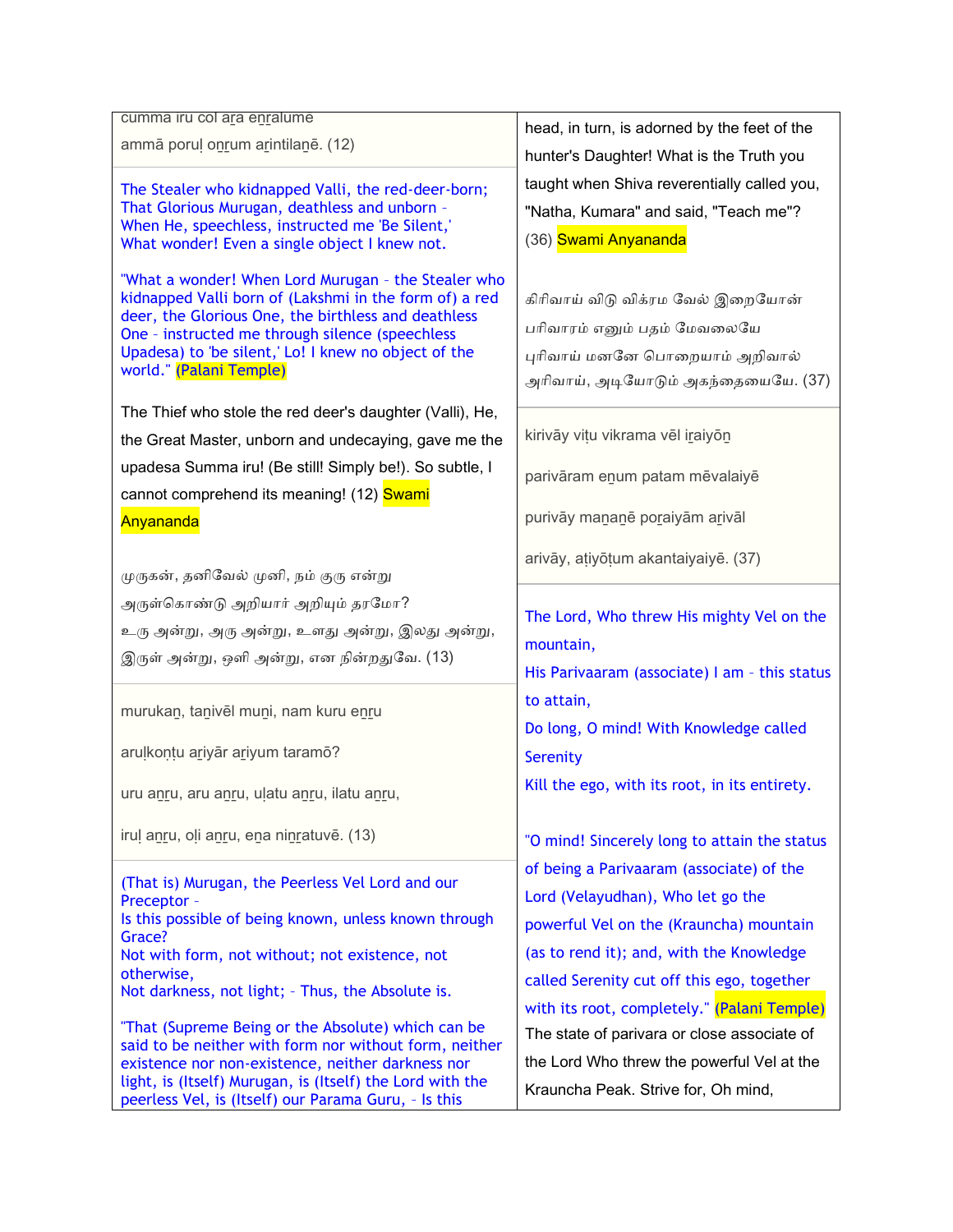cumma iru col aṟa eṉṟalume

ammā poruḷ oṉṟum aṟintilaṉē. (12)

The Stealer who kidnapped Valli, the red-deer-born;
That Glorious Murugan, deathless and unborn –
When He, speechless, instructed me 'Be Silent,'
What wonder! Even a single object I knew not.

"What a wonder! When Lord Murugan – the Stealer who kidnapped Valli born of (Lakshmi in the form of) a red deer, the Glorious One, the birthless and deathless One – instructed me through silence (speechless Upadesa) to 'be silent,' Lo! I knew no object of the world." (Palani Temple)

The Thief who stole the red deer's daughter (Valli), He, the Great Master, unborn and undecaying, gave me the upadesa Summa iru! (Be still! Simply be!). So subtle, I cannot comprehend its meaning! (12) Swami Anyananda

முருகன், தனிவேல் முனி, நம் குரு என்று

அருள்கொண்டு அறியார் அறியும் தரமோ?

உரு அன்று, அரு அன்று, உளது அன்று, இலது அன்று,

இருள் அன்று, ஒளி அன்று, என நின்றதுவே. (13)

murukaṉ, taṉivēl muṉi, nam kuru eṉṟu

aruḷkoṇṭu aṟiyār aṟiyum taramō?

uru aṉṟu, aru aṉṟu, uḷatu aṉṟu, ilatu aṉṟu,

iruḷ aṉṟu, oḷi aṉṟu, eṉa niṉṟatuvē. (13)

(That is) Murugan, the Peerless Vel Lord and our Preceptor –
Is this possible of being known, unless known through Grace?
Not with form, not without; not existence, not otherwise,
Not darkness, not light; – Thus, the Absolute is.

"That (Supreme Being or the Absolute) which can be said to be neither with form nor without form, neither existence nor non-existence, neither darkness nor light, is (Itself) Murugan, is (Itself) the Lord with the peerless Vel, is (Itself) our Parama Guru, – Is this

head, in turn, is adorned by the feet of the hunter's Daughter! What is the Truth you taught when Shiva reverentially called you, "Natha, Kumara" and said, "Teach me"? (36) Swami Anyananda

கிரிவாய் விடு விக்ரம வேல் இறையோன்

பரிவாரம் எனும் பதம் மேவலையே

புரிவாய் மனனே பொறையாம் அறிவால்

அரிவாய், அடியோடும் அகந்தையையே. (37)

kirivāy viṭu vikrama vēl iṟaiyōṉ

parivāram eṉum patam mēvalaiyē

purivāy maṉaṉē poṟaiyām aṟivāl

arivāy, aṭiyōṭum akantaiyaiyē. (37)

The Lord, Who threw His mighty Vel on the mountain,
His Parivaaram (associate) I am – this status to attain,
Do long, O mind! With Knowledge called Serenity
Kill the ego, with its root, in its entirety.

"O mind! Sincerely long to attain the status of being a Parivaaram (associate) of the Lord (Velayudhan), Who let go the powerful Vel on the (Krauncha) mountain (as to rend it); and, with the Knowledge called Serenity cut off this ego, together with its root, completely." (Palani Temple)

The state of parivara or close associate of the Lord Who threw the powerful Vel at the Krauncha Peak. Strive for, Oh mind,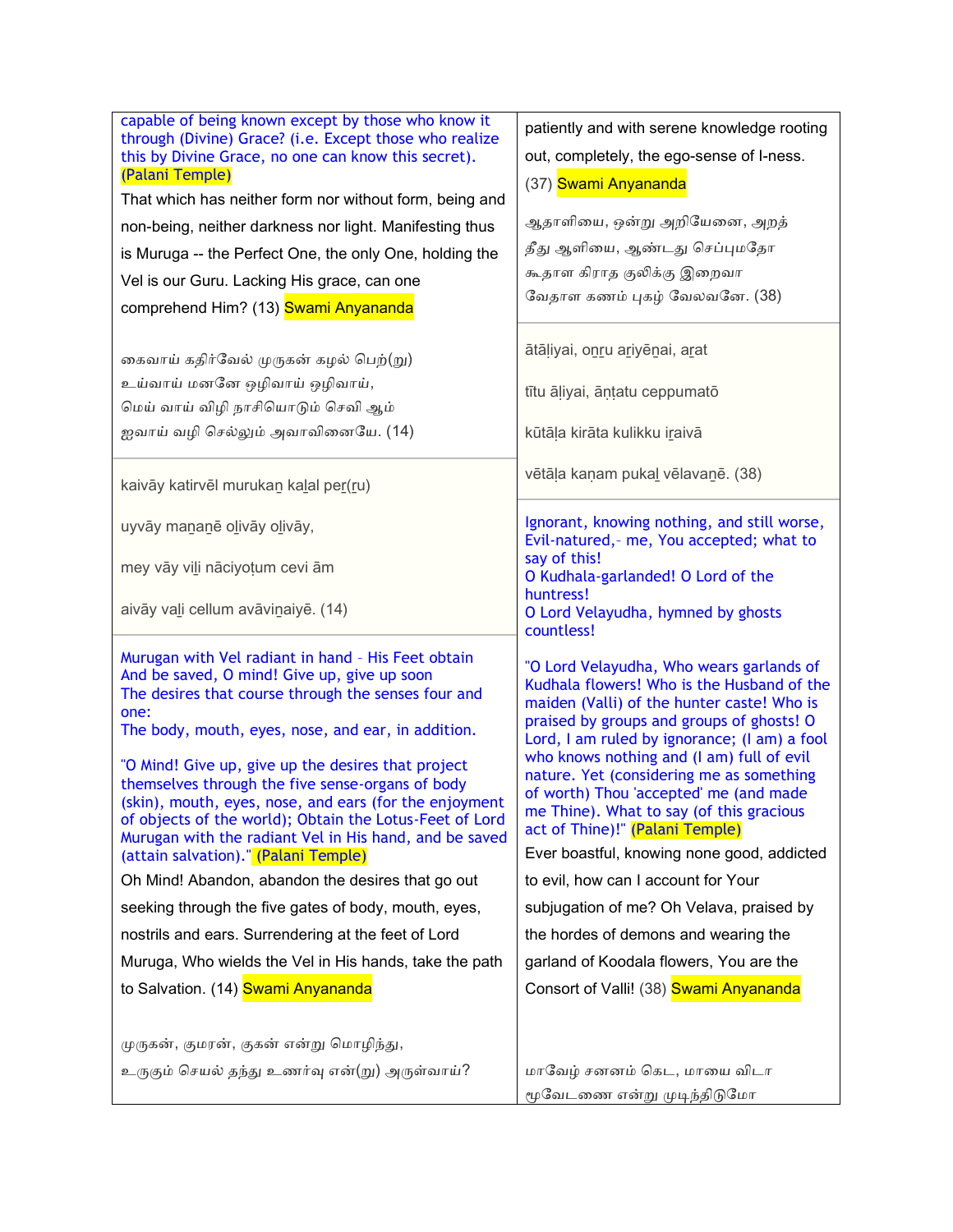capable of being known except by those who know it through (Divine) Grace? (i.e. Except those who realize this by Divine Grace, no one can know this secret). (Palani Temple)

That which has neither form nor without form, being and non-being, neither darkness nor light. Manifesting thus is Muruga -- the Perfect One, the only One, holding the Vel is our Guru. Lacking His grace, can one comprehend Him? (13) Swami Anyananda

கைவாய் கதிர்வேல் முருகன் கழல் பெற்(று)
உய்வாய் மனனே ஒழிவாய் ஒழிவாய்,
மெய் வாய் விழி நாசியொடும் செவி ஆம்
ஐவாய் வழி செல்லும் அவாவினையே. (14)

kaivāy katirvēl murukaṉ kaḻal peṟ(ṟu)

uyvāy maṉaṉē oḻivāy oḻivāy,

mey vāy viḻi nāciyoṭum cevi ām

aivāy vaḻi cellum avāviṉaiyē. (14)

Murugan with Vel radiant in hand – His Feet obtain
And be saved, O mind! Give up, give up soon
The desires that course through the senses four and one:
The body, mouth, eyes, nose, and ear, in addition.

"O Mind! Give up, give up the desires that project themselves through the five sense-organs of body (skin), mouth, eyes, nose, and ears (for the enjoyment of objects of the world); Obtain the Lotus-Feet of Lord Murugan with the radiant Vel in His hand, and be saved (attain salvation)." (Palani Temple)

Oh Mind! Abandon, abandon the desires that go out seeking through the five gates of body, mouth, eyes, nostrils and ears. Surrendering at the feet of Lord Muruga, Who wields the Vel in His hands, take the path to Salvation. (14) Swami Anyananda

முருகன், குமரன், குகன் என்று மொழிந்து,
உருகும் செயல் தந்து உணர்வு என்(று) அருள்வாய்?

patiently and with serene knowledge rooting out, completely, the ego-sense of I-ness. (37) Swami Anyananda

ஆதாளியை, ஒன்று அறியேனை, அறத்
தீது ஆளியை, ஆண்டது செப்புமதோ
கூதாள கிராத குலிக்கு இறைவா
வேதாள கணம் புகழ் வேலவனே. (38)

ātāḷiyai, oṉṟu aṟiyēṉai, aṟat

tītu āḷiyai, āṇṭatu ceppumatō

kūtāḷa kirāta kulikku iṟaivā

vētāḷa kaṇam pukaḻ vēlavaṉē. (38)

Ignorant, knowing nothing, and still worse,
Evil-natured,- me, You accepted; what to say of this!
O Kudhala-garlanded! O Lord of the huntress!
O Lord Velayudha, hymned by ghosts countless!

"O Lord Velayudha, Who wears garlands of Kudhala flowers! Who is the Husband of the maiden (Valli) of the hunter caste! Who is praised by groups and groups of ghosts! O Lord, I am ruled by ignorance; (I am) a fool who knows nothing and (I am) full of evil nature. Yet (considering me as something of worth) Thou 'accepted' me (and made me Thine). What to say (of this gracious act of Thine)!" (Palani Temple)

Ever boastful, knowing none good, addicted to evil, how can I account for Your subjugation of me? Oh Velava, praised by the hordes of demons and wearing the garland of Koodala flowers, You are the Consort of Valli! (38) Swami Anyananda

மாவேழ் சனனம் கெட, மாயை விடா
மூவேடணை என்று முடிந்திடுமோ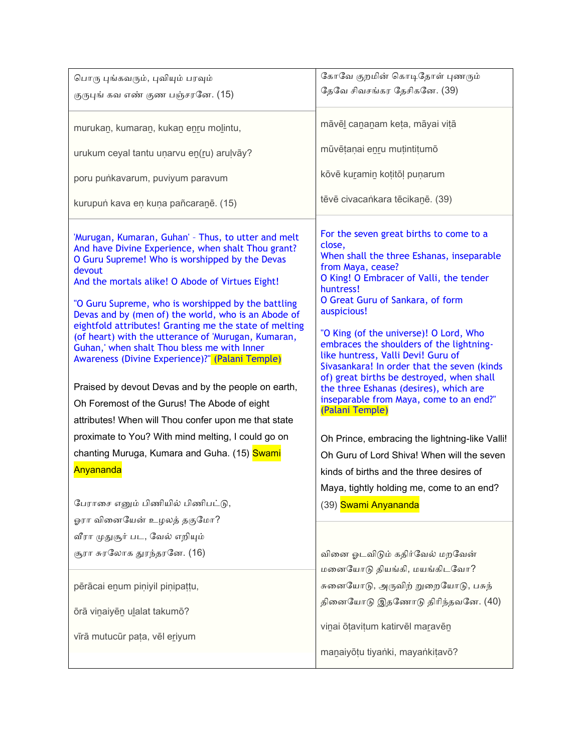பொரு புங்கவரும், புவியும் பரவும்

குருபுங் கவ எண் குண பஞ்சரனே. (15)

murukaṉ, kumaraṉ, kukaṉ eṉṟu moḻintu,

urukum ceyal tantu uṇarvu eṉ(ṟu) aruḷvāy?

poru puṅkavarum, puviyum paravum

kurupuṅ kava eṇ kuṇa pañcaraṉē. (15)

'Murugan, Kumaran, Guhan' – Thus, to utter and melt
And have Divine Experience, when shalt Thou grant?
O Guru Supreme! Who is worshipped by the Devas devout
And the mortals alike! O Abode of Virtues Eight!

"O Guru Supreme, who is worshipped by the battling Devas and by (men of) the world, who is an Abode of eightfold attributes! Granting me the state of melting (of heart) with the utterance of 'Murugan, Kumaran, Guhan,' when shalt Thou bless me with Inner Awareness (Divine Experience)?" (Palani Temple)

Praised by devout Devas and by the people on earth, Oh Foremost of the Gurus! The Abode of eight attributes! When will Thou confer upon me that state proximate to You? With mind melting, I could go on chanting Muruga, Kumara and Guha. (15) Swami Anyananda

பேராசை எனும் பிணியில் பிணிபட்டு,

ஓரா வினையேன் உழலத் தகுமோ?

வீரா முதுசூர் பட, வேல் எறியும்

சூரா சுரலோக துரந்தரனே. (16)

pērācai eṉum piṇiyil piṇipaṭṭu,

ōrā viṉaiyēṉ uḻalat takumō?

vīrā mutucūr paṭa, vēl eṟiyum

கோவே குறமின் கொடிதோள் புணரும்

தேவே சிவசங்கர தேசிகனே. (39)

māvēḻ caṉaṉam keṭa, māyai viṭā

mūvēṭaṉai eṉṟu muṭintiṭumō

kōvē kuṟamiṉ koṭitōḷ puṇarum

tēvē civacaṅkara tēcikaṉē. (39)

For the seven great births to come to a close,
When shall the three Eshanas, inseparable from Maya, cease?
O King! O Embracer of Valli, the tender huntress!
O Great Guru of Sankara, of form auspicious!

"O King (of the universe)! O Lord, Who embraces the shoulders of the lightning-like huntress, Valli Devi! Guru of Sivasankara! In order that the seven (kinds of) great births be destroyed, when shall the three Eshanas (desires), which are inseparable from Maya, come to an end?" (Palani Temple)

Oh Prince, embracing the lightning-like Valli! Oh Guru of Lord Shiva! When will the seven kinds of births and the three desires of Maya, tightly holding me, come to an end? (39) Swami Anyananda

வினை ஓடவிடும் கதிர்வேல் மறவேன்

மனையோடு தியங்கி, மயங்கிடவோ?

சுனையோடு, அருவிற் றுறையோடு, பசுந்

தினையோடு இதணோடு திரிந்தவனே. (40)

viṉai ōṭaviṭum katirvēl maṟavēṉ

maṉaiyōṭu tiyaṅki, mayaṅkiṭavō?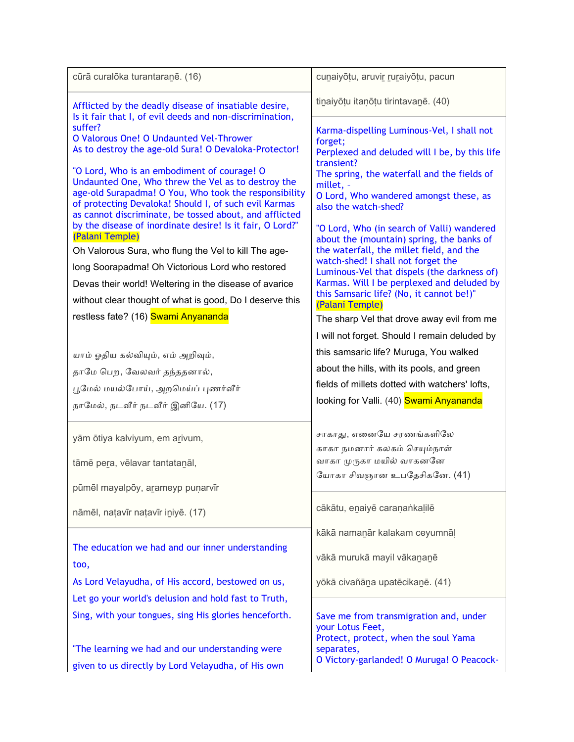cūrā curalōka turantaraṉē. (16)

Afflicted by the deadly disease of insatiable desire,
Is it fair that I, of evil deeds and non-discrimination, suffer?
O Valorous One! O Undaunted Vel-Thrower
As to destroy the age-old Sura! O Devaloka-Protector!

"O Lord, Who is an embodiment of courage! O Undaunted One, Who threw the Vel as to destroy the age-old Surapadma! O You, Who took the responsibility of protecting Devaloka! Should I, of such evil Karmas as cannot discriminate, be tossed about, and afflicted by the disease of inordinate desire! Is it fair, O Lord?" (Palani Temple)

Oh Valorous Sura, who flung the Vel to kill The age-long Soorapadma! Oh Victorious Lord who restored Devas their world! Weltering in the disease of avarice without clear thought of what is good, Do I deserve this restless fate? (16) Swami Anyananda

யாம் ஓதிய கல்வியும், எம் அறிவும்,
தாமே பெற, வேலவர் தந்ததனால்,
பூமேல் மயல்போய், அறமெய்ப் புணர்வீர்
நாமேல், நடவீர் நடவீர் இனியே. (17)

yām ōtiya kalviyum, em aṟivum,

tāmē peṟa, vēlavar tantataṉāl,

pūmēl mayalpōy, aṟameyp puṇarvīr

nāmēl, naṭavīr naṭavīr iṉiyē. (17)

The education we had and our inner understanding too,
As Lord Velayudha, of His accord, bestowed on us,
Let go your world's delusion and hold fast to Truth,
Sing, with your tongues, sing His glories henceforth.

"The learning we had and our understanding were given to us directly by Lord Velayudha, of His own

cuṉaiyōṭu, aruviṟ ṟuṟaiyōṭu, pacun

tiṉaiyōṭu itaṇōṭu tirintavaṉē. (40)

Karma-dispelling Luminous-Vel, I shall not forget;
Perplexed and deluded will I be, by this life transient?
The spring, the waterfall and the fields of millet, -
O Lord, Who wandered amongst these, as also the watch-shed?

"O Lord, Who (in search of Valli) wandered about the (mountain) spring, the banks of the waterfall, the millet field, and the watch-shed! I shall not forget the Luminous-Vel that dispels (the darkness of) Karmas. Will I be perplexed and deluded by this Samsaric life? (No, it cannot be!)" (Palani Temple)

The sharp Vel that drove away evil from me I will not forget. Should I remain deluded by this samsaric life? Muruga, You walked about the hills, with its pools, and green fields of millets dotted with watchers' lofts, looking for Valli. (40) Swami Anyananda

சாகாது, எனையே சரணங்களிலே
காகா நமனார் கலகம் செயும்நாள்
வாகா முருகா மயில் வாகனனே
யோகா சிவஞான உபதேசிகனே. (41)

cākātu, eṉaiyē caraṇaṅkaḷilē

kākā namaṉār kalakam ceyumnāḷ

vākā murukā mayil vākaṉaṉē

yōkā civañāṉa upatēcikaṉē. (41)

Save me from transmigration and, under your Lotus Feet,
Protect, protect, when the soul Yama separates,
O Victory-garlanded! O Muruga! O Peacock-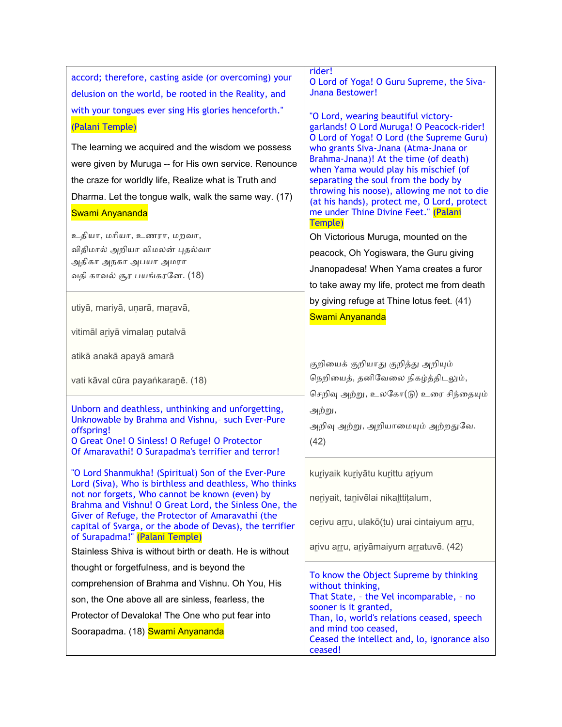accord; therefore, casting aside (or overcoming) your delusion on the world, be rooted in the Reality, and with your tongues ever sing His glories henceforth." (Palani Temple)

The learning we acquired and the wisdom we possess were given by Muruga -- for His own service. Renounce the craze for worldly life, Realize what is Truth and Dharma. Let the tongue walk, walk the same way. (17) Swami Anyananda

உதியா, மரியா, உணரா, மறவா,
விதிமால் அறியா விமலன் புதல்வா
அதிகா அநகா அபயா அமரா
வதி காவல் சூர பயங்கரனே. (18)

utiyā, mariyā, uṇarā, maṟavā,

vitimāl aṟiyā vimalaṉ putalvā

atikā anakā apayā amarā

vati kāval cūra payaṅkaraṉē. (18)

Unborn and deathless, unthinking and unforgetting,
Unknowable by Brahma and Vishnu,- such Ever-Pure offspring!
O Great One! O Sinless! O Refuge! O Protector
Of Amaravathi! O Surapadma's terrifier and terror!

"O Lord Shanmukha! (Spiritual) Son of the Ever-Pure Lord (Siva), Who is birthless and deathless, Who thinks not nor forgets, Who cannot be known (even) by Brahma and Vishnu! O Great Lord, the Sinless One, the Giver of Refuge, the Protector of Amaravathi (the capital of Svarga, or the abode of Devas), the terrifier of Surapadma!" (Palani Temple)

Stainless Shiva is without birth or death. He is without thought or forgetfulness, and is beyond the comprehension of Brahma and Vishnu. Oh You, His son, the One above all are sinless, fearless, the Protector of Devaloka! The One who put fear into Soorapadma. (18) Swami Anyananda

rider!
O Lord of Yoga! O Guru Supreme, the Siva-Jnana Bestower!

"O Lord, wearing beautiful victory-garlands! O Lord Muruga! O Peacock-rider! O Lord of Yoga! O Lord (the Supreme Guru) who grants Siva-Jnana (Atma-Jnana or Brahma-Jnana)! At the time (of death) when Yama would play his mischief (of separating the soul from the body by throwing his noose), allowing me not to die (at his hands), protect me, O Lord, protect me under Thine Divine Feet." (Palani Temple)

Oh Victorious Muruga, mounted on the peacock, Oh Yogiswara, the Guru giving Jnanopadesa! When Yama creates a furor to take away my life, protect me from death by giving refuge at Thine lotus feet. (41) Swami Anyananda

குறியைக் குறியாது குறித்து அறியும்
நெறியைத், தனிவேலை நிகழ்த்திடலும்,
செறிவு அற்று, உலகோ(டு) உரை சிந்தையும் அற்று,
அறிவு அற்று, அறியாமையும் அற்றதுவே. (42)

kuṟiyaik kuṟiyātu kuṟittu aṟiyum

neṟiyait, taṉivēlai nikaḻttiṭalum,

ceṟivu aṟṟu, ulakō(ṭu) urai cintaiyum aṟṟu,

aṟivu aṟṟu, aṟiyāmaiyum aṟṟatuvē. (42)

To know the Object Supreme by thinking without thinking,
That State, - the Vel incomparable, - no sooner is it granted,
Than, lo, world's relations ceased, speech and mind too ceased,
Ceased the intellect and, lo, ignorance also ceased!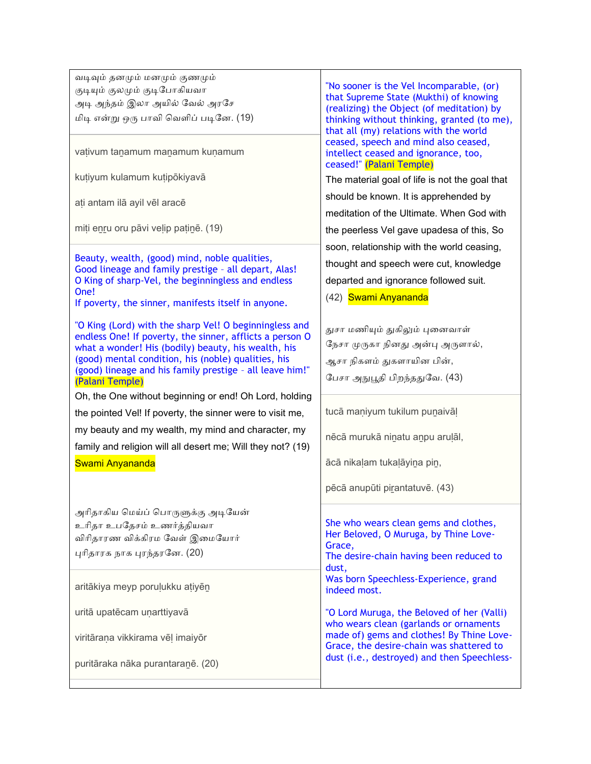வடிவும் தனமும் மனமும் குணமும்
குடியும் குலமும் குடிபோகியவா
அடி அந்தம் இலா அயில் வேல் அரசே
மிடி என்று ஒரு பாவி வெளிப் படினே. (19)

vaṭivum taṉamum maṉamum kuṇamum

kuṭiyum kulamum kuṭipōkiyavā

aṭi antam ilā ayil vēl aracē

miṭi eṉṟu oru pāvi veḷip paṭiṉē. (19)

Beauty, wealth, (good) mind, noble qualities,
Good lineage and family prestige – all depart, Alas!
O King of sharp-Vel, the beginningless and endless One!
If poverty, the sinner, manifests itself in anyone.

"O King (Lord) with the sharp Vel! O beginningless and endless One! If poverty, the sinner, afflicts a person O what a wonder! His (bodily) beauty, his wealth, his (good) mental condition, his (noble) qualities, his (good) lineage and his family prestige – all leave him!" (Palani Temple)

Oh, the One without beginning or end! Oh Lord, holding the pointed Vel! If poverty, the sinner were to visit me, my beauty and my wealth, my mind and character, my family and religion will all desert me; Will they not? (19)

Swami Anyananda

அரிதாகிய மெய்ப் பொருளுக்கு அடியேன்
உரிதா உபதேசம் உணர்த்தியவா
விரிதாரண விக்கிரம வேள் இமையோர்
புரிதாரக நாக புரந்தரனே. (20)

aritākiya meyp poruḷukku aṭiyēṉ

uritā upatēcam uṇarttiyavā

viritāraṇa vikkirama vēḷ imaiyōr

puritāraka nāka purantaraṉē. (20)

"No sooner is the Vel Incomparable, (or) that Supreme State (Mukthi) of knowing (realizing) the Object (of meditation) by thinking without thinking, granted (to me), that all (my) relations with the world ceased, speech and mind also ceased, intellect ceased and ignorance, too, ceased!" (Palani Temple)

The material goal of life is not the goal that should be known. It is apprehended by meditation of the Ultimate. When God with the peerless Vel gave upadesa of this, So soon, relationship with the world ceasing, thought and speech were cut, knowledge departed and ignorance followed suit.

(42) Swami Anyananda

துசா மணியும் துகிலும் புனைவாள்
நேசா முருகா நினது அன்பு அருளால்,
ஆசா நிகளம் துகளாயின பின்,
பேசா அநுபூதி பிறந்ததுவே. (43)

tucā maṇiyum tukilum puṉaivāḷ

nēcā murukā niṉatu aṉpu aruḷāl,

ācā nikaḷam tukaḷāyiṉa piṉ,

pēcā anupūti piṟantatuvē. (43)

She who wears clean gems and clothes,
Her Beloved, O Muruga, by Thine Love-Grace,
The desire-chain having been reduced to dust,
Was born Speechless-Experience, grand indeed most.

"O Lord Muruga, the Beloved of her (Valli) who wears clean (garlands or ornaments made of) gems and clothes! By Thine Love-Grace, the desire-chain was shattered to dust (i.e., destroyed) and then Speechless-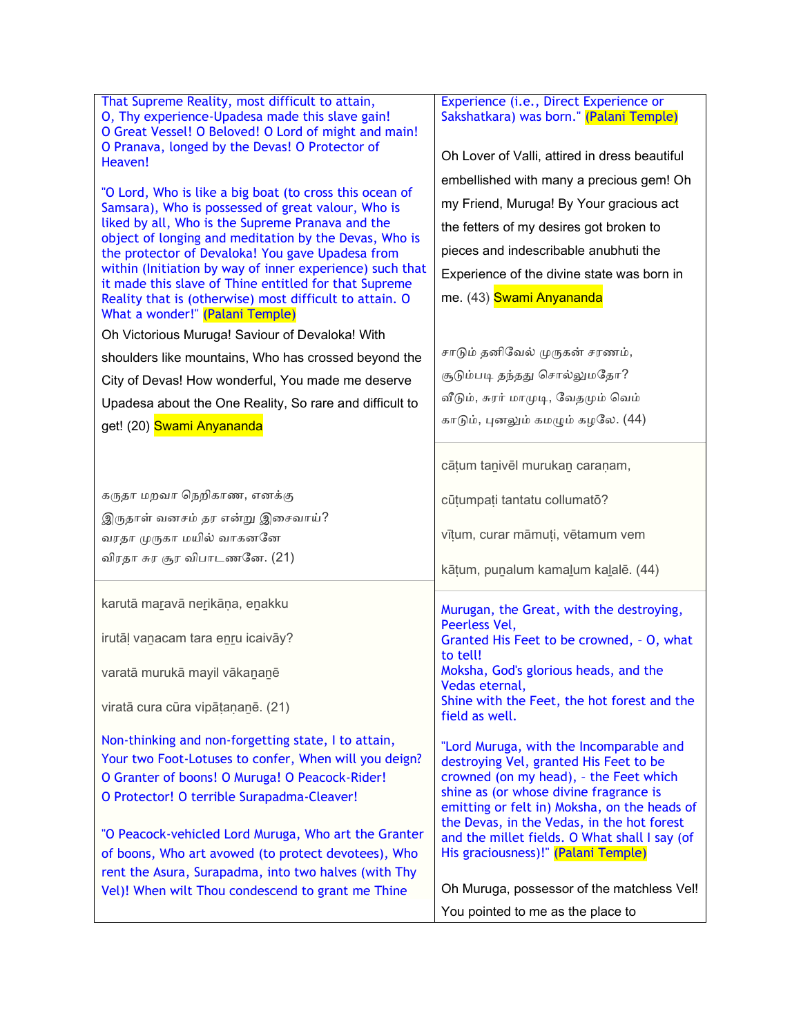That Supreme Reality, most difficult to attain,
O, Thy experience-Upadesa made this slave gain!
O Great Vessel! O Beloved! O Lord of might and main!
O Pranava, longed by the Devas! O Protector of Heaven!

"O Lord, Who is like a big boat (to cross this ocean of Samsara), Who is possessed of great valour, Who is liked by all, Who is the Supreme Pranava and the object of longing and meditation by the Devas, Who is the protector of Devaloka! You gave Upadesa from within (Initiation by way of inner experience) such that it made this slave of Thine entitled for that Supreme Reality that is (otherwise) most difficult to attain. O What a wonder!" (Palani Temple)

Oh Victorious Muruga! Saviour of Devaloka! With shoulders like mountains, Who has crossed beyond the City of Devas! How wonderful, You made me deserve Upadesa about the One Reality, So rare and difficult to get! (20) Swami Anyananda

கருதா மறவா நெறிகாண, எனக்கு
இருதாள் வனசம் தர என்று இசைவாய்?
வரதா முருகா மயில் வாகனனே
விரதா சுர சூர விபாடணனே. (21)

karutā maṟavā neṟikāṇa, eṉakku

irutāḷ vaṉacam tara eṉṟu icaivāy?

varatā murukā mayil vākaṉaṉē

viratā cura cūra vipāṭaṇaṉē. (21)

Non-thinking and non-forgetting state, I to attain,
Your two Foot-Lotuses to confer, When will you deign?
O Granter of boons! O Muruga! O Peacock-Rider!
O Protector! O terrible Surapadma-Cleaver!

"O Peacock-vehicled Lord Muruga, Who art the Granter of boons, Who art avowed (to protect devotees), Who rent the Asura, Surapadma, into two halves (with Thy Vel)! When wilt Thou condescend to grant me Thine

Experience (i.e., Direct Experience or Sakshatkara) was born." (Palani Temple)

Oh Lover of Valli, attired in dress beautiful embellished with many a precious gem! Oh my Friend, Muruga! By Your gracious act the fetters of my desires got broken to pieces and indescribable anubhuti the Experience of the divine state was born in me. (43) Swami Anyananda

சாடும் தனிவேல் முருகன் சரணம்,
சூடும்படி தந்தது சொல்லுமதோ?
வீடும், சுரர் மாமுடி, வேதமும் வெம்
காடும், புனலும் கமழும் கழலே. (44)

cāṭum taṉivēl murukaṉ caraṇam,

cūṭumpaṭi tantatu collumatō?

vīṭum, curar māmuṭi, vētamum vem

kāṭum, puṉalum kamaḻum kaḻalē. (44)

Murugan, the Great, with the destroying, Peerless Vel,
Granted His Feet to be crowned, - O, what to tell!
Moksha, God's glorious heads, and the Vedas eternal,
Shine with the Feet, the hot forest and the field as well.

"Lord Muruga, with the Incomparable and destroying Vel, granted His Feet to be crowned (on my head), - the Feet which shine as (or whose divine fragrance is emitting or felt in) Moksha, on the heads of the Devas, in the Vedas, in the hot forest and the millet fields. O What shall I say (of His graciousness)!" (Palani Temple)

Oh Muruga, possessor of the matchless Vel! You pointed to me as the place to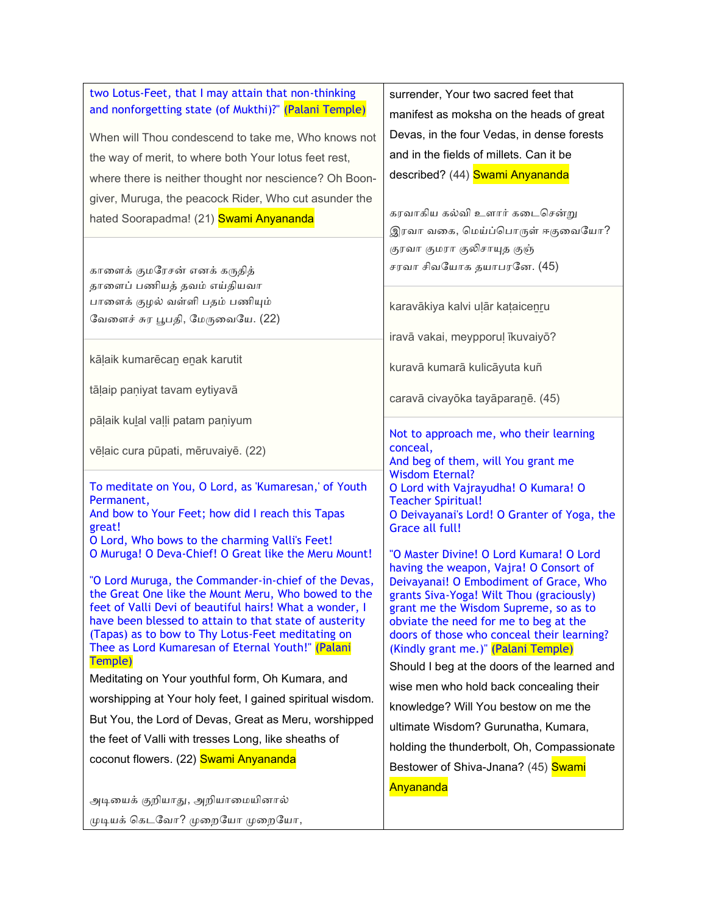two Lotus-Feet, that I may attain that non-thinking and nonforgetting state (of Mukthi)?" (Palani Temple)

When will Thou condescend to take me, Who knows not the way of merit, to where both Your lotus feet rest, where there is neither thought nor nescience? Oh Boon-giver, Muruga, the peacock Rider, Who cut asunder the hated Soorapadma! (21) Swami Anyananda

காளைக் குமரேசன் எனக் கருதித்
தாளைப் பணியத் தவம் எய்தியவா
பாளைக் குழல் வள்ளி பதம் பணியும்
வேளைச் சுர பூபதி, மேருவையே. (22)

kāḷaik kumarēcaṉ eṉak karutit

tāḷaip paṇiyat tavam eytiyavā

pāḷaik kuḻal vaḷḷi patam paṇiyum

vēḷaic cura pūpati, mēruvaiyē. (22)

To meditate on You, O Lord, as 'Kumaresan,' of Youth Permanent,
And bow to Your Feet; how did I reach this Tapas great!
O Lord, Who bows to the charming Valli's Feet!
O Muruga! O Deva-Chief! O Great like the Meru Mount!

"O Lord Muruga, the Commander-in-chief of the Devas, the Great One like the Mount Meru, Who bowed to the feet of Valli Devi of beautiful hairs! What a wonder, I have been blessed to attain to that state of austerity (Tapas) as to bow to Thy Lotus-Feet meditating on Thee as Lord Kumaresan of Eternal Youth!" (Palani Temple)

Meditating on Your youthful form, Oh Kumara, and worshipping at Your holy feet, I gained spiritual wisdom. But You, the Lord of Devas, Great as Meru, worshipped the feet of Valli with tresses Long, like sheaths of coconut flowers. (22) Swami Anyananda

அடியைக் குறியாது, அறியாமையினால்
முடியக் கெடவோ? முறையோ முறையோ,

surrender, Your two sacred feet that manifest as moksha on the heads of great Devas, in the four Vedas, in dense forests and in the fields of millets. Can it be described? (44) Swami Anyananda

கரவாகிய கல்வி உளார் கடைசென்று
இரவா வகை, மெய்ப்பொருள் ஈகுவையோ?
குரவா குமரா குலிசாயுத குஞ்
சரவா சிவயோக தயாபரனே. (45)

karavākiya kalvi uḷār kaṭaicenṟu

iravā vakai, meypporuḷ īkuvaiyō?

kuravā kumarā kulicāyuta kuñ

caravā civayōka tayāparaṉē. (45)

Not to approach me, who their learning conceal,
And beg of them, will You grant me Wisdom Eternal?
O Lord with Vajrayudha! O Kumara! O Teacher Spiritual!
O Deivayanai's Lord! O Granter of Yoga, the Grace all full!

"O Master Divine! O Lord Kumara! O Lord having the weapon, Vajra! O Consort of Deivayanai! O Embodiment of Grace, Who grants Siva-Yoga! Wilt Thou (graciously) grant me the Wisdom Supreme, so as to obviate the need for me to beg at the doors of those who conceal their learning? (Kindly grant me.)" (Palani Temple)

Should I beg at the doors of the learned and wise men who hold back concealing their knowledge? Will You bestow on me the ultimate Wisdom? Gurunatha, Kumara, holding the thunderbolt, Oh, Compassionate Bestower of Shiva-Jnana? (45) Swami Anyananda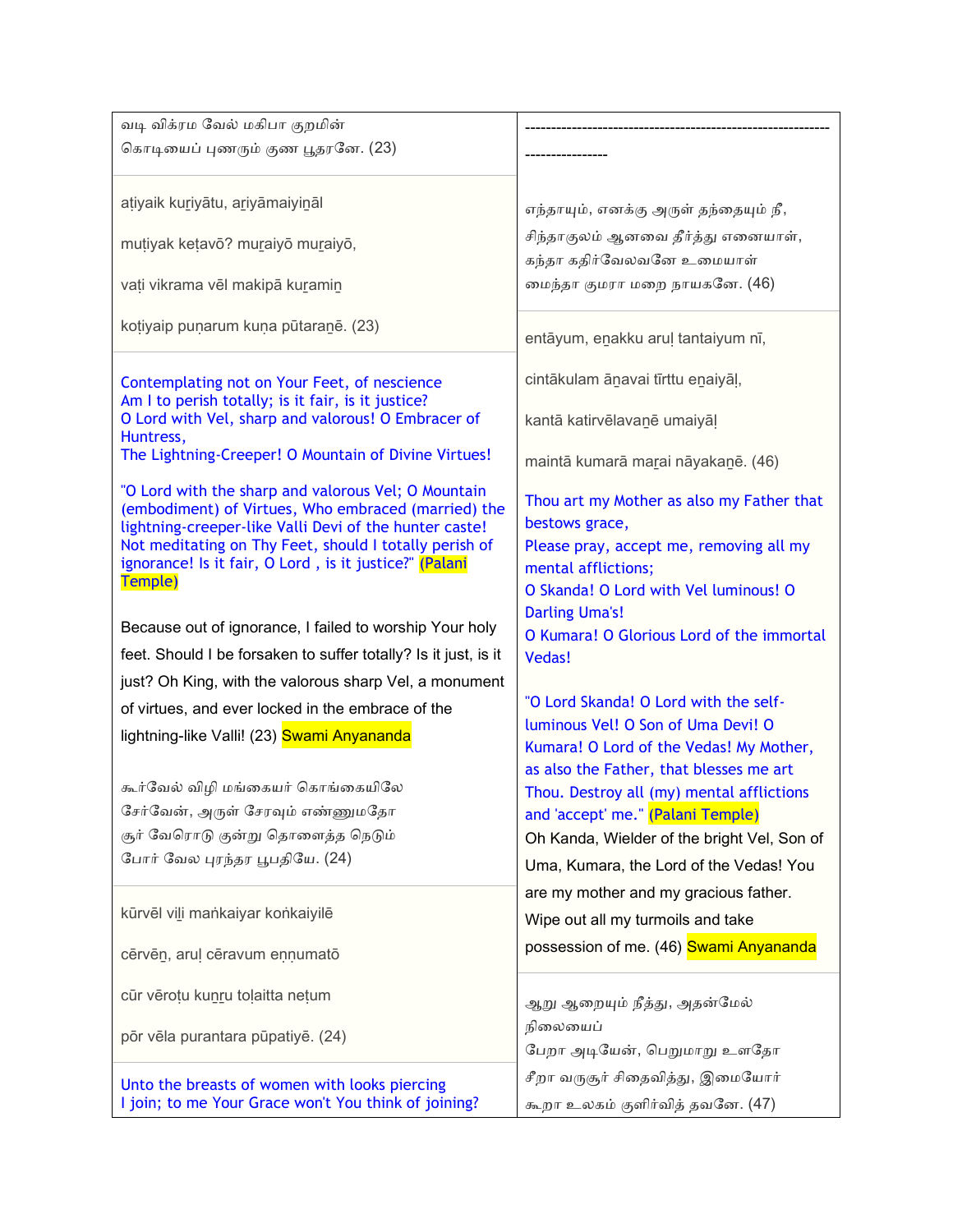வடி விக்ரம வேல் மகிபா குறமின்
கொடியைப் புணரும் குண பூதரனே. (23)

aṭiyaik kuṟiyātu, aṟiyāmaiyiṉāl

muṭiyak keṭavō? muṟaiyō muṟaiyō,

vaṭi vikrama vēl makipā kuṟamiṉ

koṭiyaip puṇarum kuṇa pūtaraṉē. (23)

Contemplating not on Your Feet, of nescience
Am I to perish totally; is it fair, is it justice?
O Lord with Vel, sharp and valorous! O Embracer of Huntress,
The Lightning-Creeper! O Mountain of Divine Virtues!

"O Lord with the sharp and valorous Vel; O Mountain (embodiment) of Virtues, Who embraced (married) the lightning-creeper-like Valli Devi of the hunter caste! Not meditating on Thy Feet, should I totally perish of ignorance! Is it fair, O Lord , is it justice?" (Palani Temple)

Because out of ignorance, I failed to worship Your holy feet. Should I be forsaken to suffer totally? Is it just, is it just? Oh King, with the valorous sharp Vel, a monument of virtues, and ever locked in the embrace of the lightning-like Valli! (23) Swami Anyananda

கூர்வேல் விழி மங்கையர் கொங்கையிலே
சேர்வேன், அருள் சேரவும் எண்ணுமதோ
சூர் வேரொடு குன்று தொளைத்த நெடும்
போர் வேல புரந்தர பூபதியே. (24)

kūrvēl viḻi maṅkaiyar koṅkaiyilē

cērvēṉ, aruḷ cēravum eṇṇumatō

cūr vēroṭu kuṉṟu toḷaitta neṭum

pōr vēla purantara pūpatiyē. (24)

Unto the breasts of women with looks piercing
I join; to me Your Grace won't You think of joining?

------------------------------------------------------------------------------

எந்தாயும், எனக்கு அருள் தந்தையும் நீ,
சிந்தாகுலம் ஆனவை தீர்த்து எனையாள்,
கந்தா கதிர்வேலவனே உமையாள்
மைந்தா குமரா மறை நாயகனே. (46)

entāyum, eṉakku aruḷ tantaiyum nī,

cintākulam āṉavai tīrttu eṉaiyāḷ,

kantā katirvēlavaṉē umaiyāḷ

maintā kumarā maṟai nāyakaṉē. (46)

Thou art my Mother as also my Father that bestows grace,
Please pray, accept me, removing all my mental afflictions;
O Skanda! O Lord with Vel luminous! O Darling Uma's!
O Kumara! O Glorious Lord of the immortal Vedas!

"O Lord Skanda! O Lord with the self-luminous Vel! O Son of Uma Devi! O Kumara! O Lord of the Vedas! My Mother, as also the Father, that blesses me art Thou. Destroy all (my) mental afflictions and 'accept' me." (Palani Temple)
Oh Kanda, Wielder of the bright Vel, Son of Uma, Kumara, the Lord of the Vedas! You are my mother and my gracious father. Wipe out all my turmoils and take possession of me. (46) Swami Anyananda

ஆறு ஆறையும் நீத்து, அதன்மேல் நிலையைப்
பேறா அடியேன், பெறுமாறு உளதோ
சீறா வருசூர் சிதைவித்து, இமையோர்
கூறா உலகம் குளிர்வித் தவனே. (47)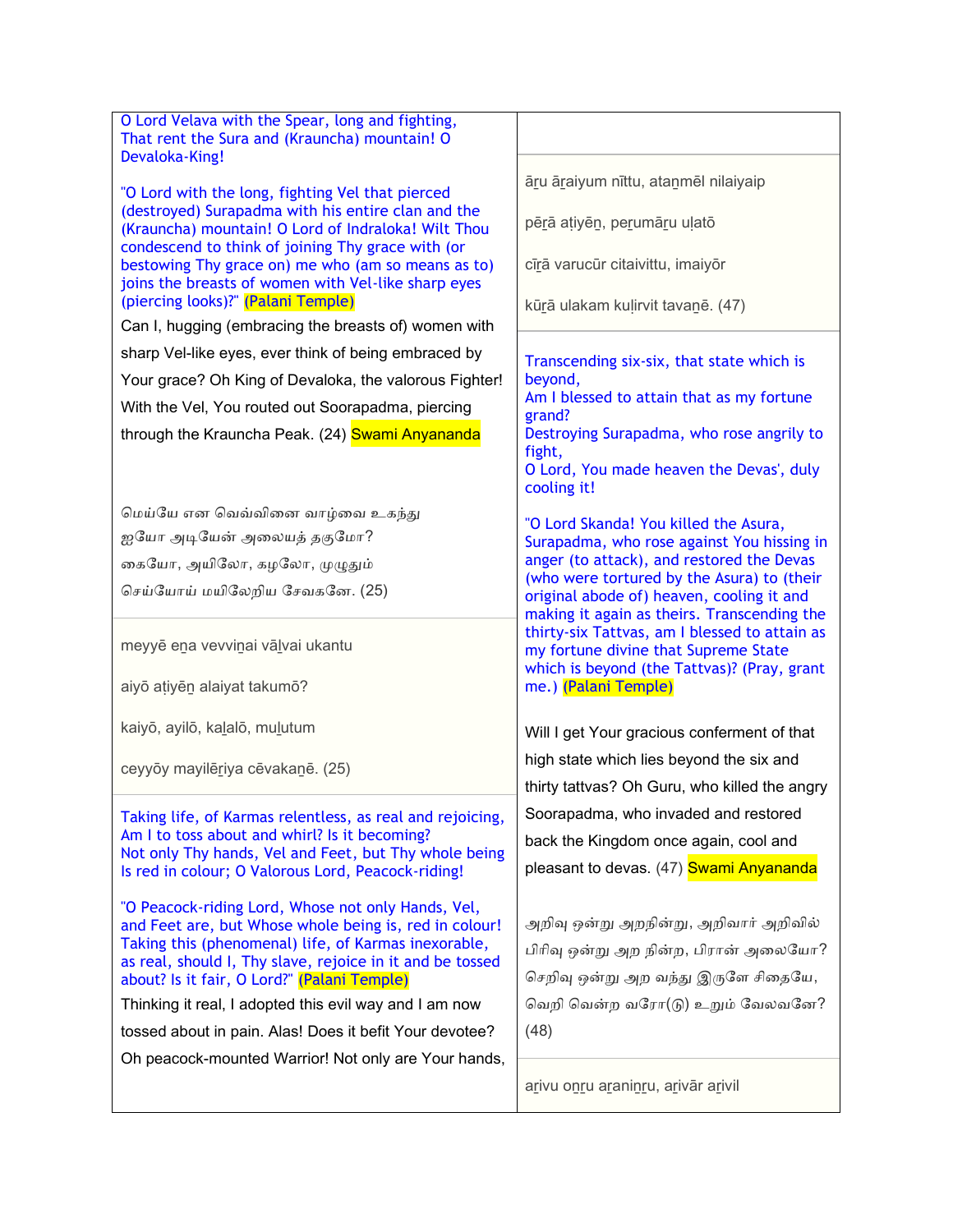O Lord Velava with the Spear, long and fighting,
That rent the Sura and (Krauncha) mountain! O Devaloka-King!

"O Lord with the long, fighting Vel that pierced (destroyed) Surapadma with his entire clan and the (Krauncha) mountain! O Lord of Indraloka! Wilt Thou condescend to think of joining Thy grace with (or bestowing Thy grace on) me who (am so means as to) joins the breasts of women with Vel-like sharp eyes (piercing looks)?" (Palani Temple)

Can I, hugging (embracing the breasts of) women with sharp Vel-like eyes, ever think of being embraced by Your grace? Oh King of Devaloka, the valorous Fighter! With the Vel, You routed out Soorapadma, piercing through the Krauncha Peak. (24) Swami Anyananda

மெய்யே என வெவ்வினை வாழ்வை உகந்து
ஐயோ அடியேன் அலையத் தகுமோ?
கையோ, அயிலோ, கழலோ, முழுதும்
செய்யோய் மயிலேறிய சேவகனே. (25)

meyyē eṉa vevviṉai vāḻvai ukantu

aiyō aṭiyēṉ alaiyat takumō?

kaiyō, ayilō, kaḻalō, muḻutum

ceyyōy mayilēṟiya cēvakaṉē. (25)

Taking life, of Karmas relentless, as real and rejoicing,
Am I to toss about and whirl? Is it becoming?
Not only Thy hands, Vel and Feet, but Thy whole being
Is red in colour; O Valorous Lord, Peacock-riding!

"O Peacock-riding Lord, Whose not only Hands, Vel, and Feet are, but Whose whole being is, red in colour! Taking this (phenomenal) life, of Karmas inexorable, as real, should I, Thy slave, rejoice in it and be tossed about? Is it fair, O Lord?" (Palani Temple)

Thinking it real, I adopted this evil way and I am now tossed about in pain. Alas! Does it befit Your devotee? Oh peacock-mounted Warrior! Not only are Your hands,

āṟu āṟaiyum nīttu, ataṉmēl nilaiyaip

pēṟā aṭiyēṉ, peṟumāṟu uḷatō

cīṟā varucūr citaivittu, imaiyōr

kūṟā ulakam kuḷirvit tavaṉē. (47)

Transcending six-six, that state which is beyond,
Am I blessed to attain that as my fortune grand?
Destroying Surapadma, who rose angrily to fight,
O Lord, You made heaven the Devas', duly cooling it!

"O Lord Skanda! You killed the Asura, Surapadma, who rose against You hissing in anger (to attack), and restored the Devas (who were tortured by the Asura) to (their original abode of) heaven, cooling it and making it again as theirs. Transcending the thirty-six Tattvas, am I blessed to attain as my fortune divine that Supreme State which is beyond (the Tattvas)? (Pray, grant me.) (Palani Temple)

Will I get Your gracious conferment of that high state which lies beyond the six and thirty tattvas? Oh Guru, who killed the angry Soorapadma, who invaded and restored back the Kingdom once again, cool and pleasant to devas. (47) Swami Anyananda

அறிவு ஒன்று அறநின்று, அறிவார் அறிவில்
பிரிவு ஒன்று அற நின்ற, பிரான் அலையோ?
செறிவு ஒன்று அற வந்து இருளே சிதையே,
வெறி வென்ற வரோ(டு) உறும் வேலவனே? (48)

aṟivu oṉṟu aṟaniṉṟu, aṟivār aṟivil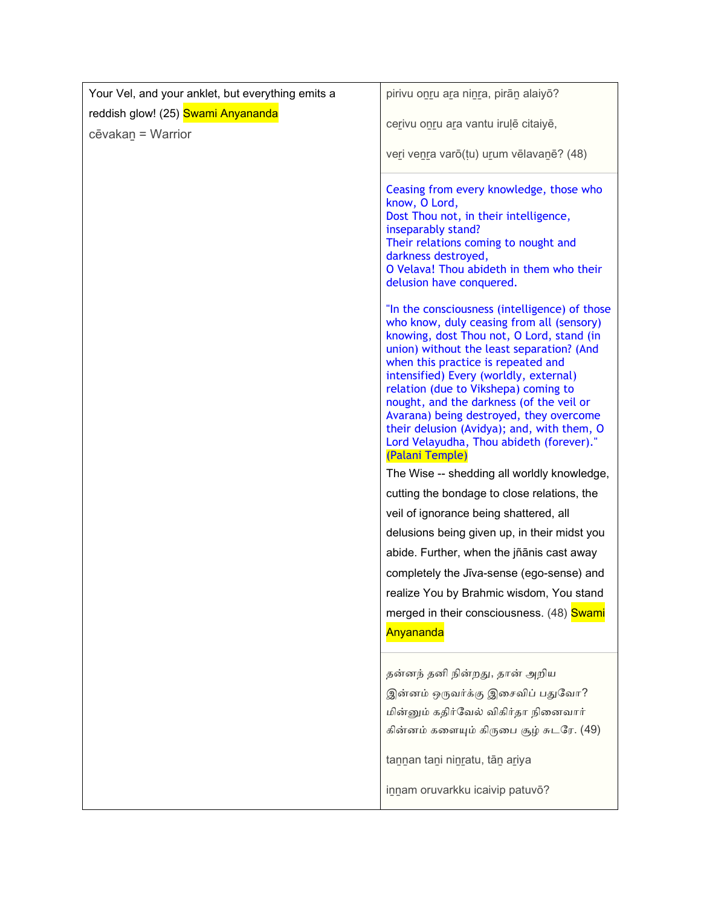| Your Vel, and your anklet, but everything emits a reddish glow! (25) Swami Anyananda<br><br>cēvakaṉ = Warrior | pirivu oṉṟu aṟa niṉṟa, pirāṉ alaiyō?<br><br>ceṟivu oṉṟu aṟa vantu iruḷē citaiyē,<br><br>veṟi veṉṟa varō(ṭu) uṟum vēlavaṉē? (48) |
| --- | --- |
| | Ceasing from every knowledge, those who know, O Lord,<br>Dost Thou not, in their intelligence, inseparably stand?<br>Their relations coming to nought and darkness destroyed,<br>O Velava! Thou abideth in them who their delusion have conquered.<br><br>"In the consciousness (intelligence) of those who know, duly ceasing from all (sensory) knowing, dost Thou not, O Lord, stand (in union) without the least separation? (And when this practice is repeated and intensified) Every (worldly, external) relation (due to Vikshepa) coming to nought, and the darkness (of the veil or Avarana) being destroyed, they overcome their delusion (Avidya); and, with them, O Lord Velayudha, Thou abideth (forever)." (Palani Temple)<br><br>The Wise -- shedding all worldly knowledge, cutting the bondage to close relations, the veil of ignorance being shattered, all delusions being given up, in their midst you abide. Further, when the jñānis cast away completely the Jīva-sense (ego-sense) and realize You by Brahmic wisdom, You stand merged in their consciousness. (48) Swami Anyananda |
| | தன்னந் தனி நின்றது, தான் அறிய<br>இன்னம் ஒருவர்க்கு இசைவிப் பதுவோ?<br>மின்னும் கதிர்வேல் விகிர்தா நினைவார்<br>கின்னம் களையும் கிருபை சூழ் சுடரே. (49)<br><br>taṉṉan taṉi niṉṟatu, tāṉ aṟiya<br><br>iṉṉam oruvarkku icaivip patuvō? |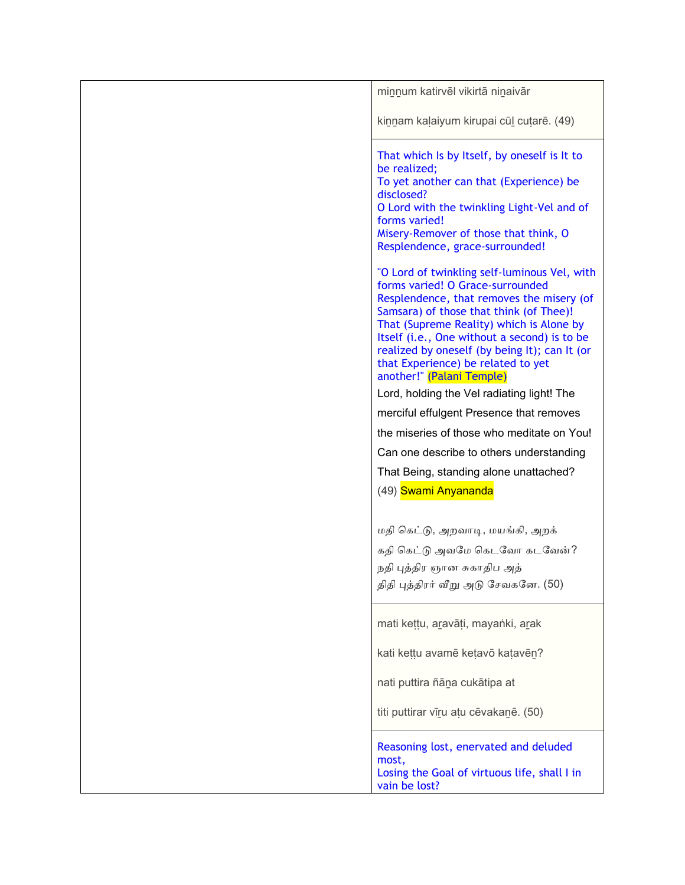minnum katirvēl vikirtā ninaivār

kinnam kaḷaiyum kirupai cūḻ cuṭarē. (49)

That which Is by Itself, by oneself is It to be realized;
To yet another can that (Experience) be disclosed?
O Lord with the twinkling Light-Vel and of forms varied!
Misery-Remover of those that think, O Resplendence, grace-surrounded!

"O Lord of twinkling self-luminous Vel, with forms varied! O Grace-surrounded Resplendence, that removes the misery (of Samsara) of those that think (of Thee)! That (Supreme Reality) which is Alone by Itself (i.e., One without a second) is to be realized by oneself (by being It); can It (or that Experience) be related to yet another!" (Palani Temple)

Lord, holding the Vel radiating light! The merciful effulgent Presence that removes the miseries of those who meditate on You! Can one describe to others understanding That Being, standing alone unattached? (49) Swami Anyananda

மதி கெட்டு, அறவாடி, மயங்கி, அறக்
கதி கெட்டு அவமே கெடவோ கடவேன்?
நதி புத்திர ஞான சுகாதிப அத்
திதி புத்திரர் வீறு அடு சேவகனே. (50)

mati keṭṭu, aṟavāṭi, mayaṅki, aṟak

kati keṭṭu avamē keṭavō kaṭavēṉ?

nati puttira ñāṉa cukātipa at

titi puttirar vīṟu aṭu cēvakaṉē. (50)

Reasoning lost, enervated and deluded most,
Losing the Goal of virtuous life, shall I in vain be lost?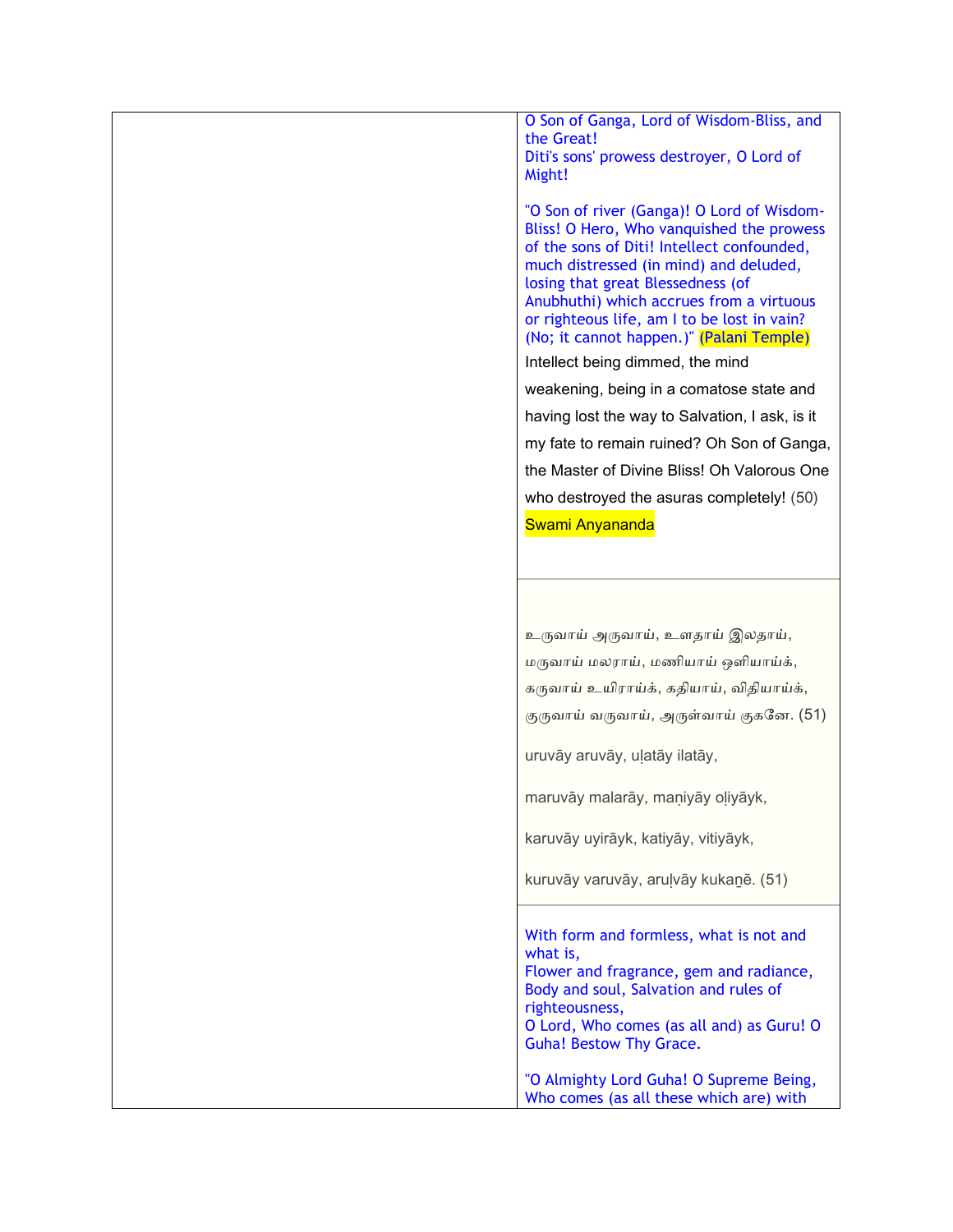O Son of Ganga, Lord of Wisdom-Bliss, and the Great!
Diti's sons' prowess destroyer, O Lord of Might!

"O Son of river (Ganga)! O Lord of Wisdom-Bliss! O Hero, Who vanquished the prowess of the sons of Diti! Intellect confounded, much distressed (in mind) and deluded, losing that great Blessedness (of Anubhuthi) which accrues from a virtuous or righteous life, am I to be lost in vain? (No; it cannot happen.)" (Palani Temple)

Intellect being dimmed, the mind weakening, being in a comatose state and having lost the way to Salvation, I ask, is it my fate to remain ruined? Oh Son of Ganga, the Master of Divine Bliss! Oh Valorous One who destroyed the asuras completely! (50)

Swami Anyananda

உருவாய் அருவாய், உளதாய் இலதாய்,

மருவாய் மலராய், மணியாய் ஒளியாய்க்,

கருவாய் உயிராய்க், கதியாய், விதியாய்க்,

குருவாய் வருவாய், அருள்வாய் குகனே. (51)

uruvāy aruvāy, uḷatāy ilatāy,

maruvāy malarāy, maṇiyāy oḷiyāyk,

karuvāy uyirāyk, katiyāy, vitiyāyk,

kuruvāy varuvāy, aruḷvāy kukaṉē. (51)

With form and formless, what is not and what is,
Flower and fragrance, gem and radiance,
Body and soul, Salvation and rules of righteousness,
O Lord, Who comes (as all and) as Guru! O Guha! Bestow Thy Grace.

"O Almighty Lord Guha! O Supreme Being, Who comes (as all these which are) with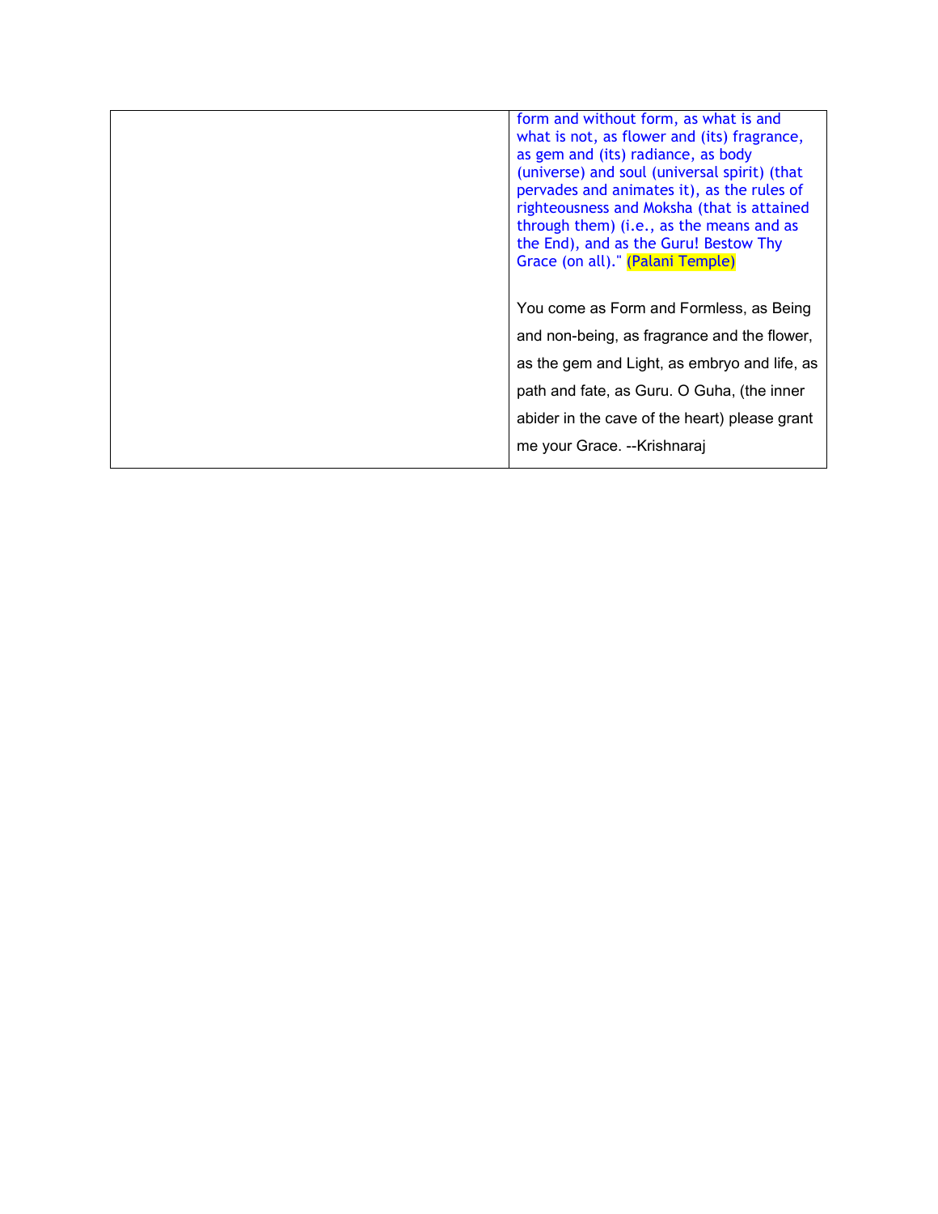| | |
|---|---|
| | form and without form, as what is and what is not, as flower and (its) fragrance, as gem and (its) radiance, as body (universe) and soul (universal spirit) (that pervades and animates it), as the rules of righteousness and Moksha (that is attained through them) (i.e., as the means and as the End), and as the Guru! Bestow Thy Grace (on all)." (Palani Temple)<br><br>You come as Form and Formless, as Being and non-being, as fragrance and the flower, as the gem and Light, as embryo and life, as path and fate, as Guru. O Guha, (the inner abider in the cave of the heart) please grant me your Grace. --Krishnaraj |